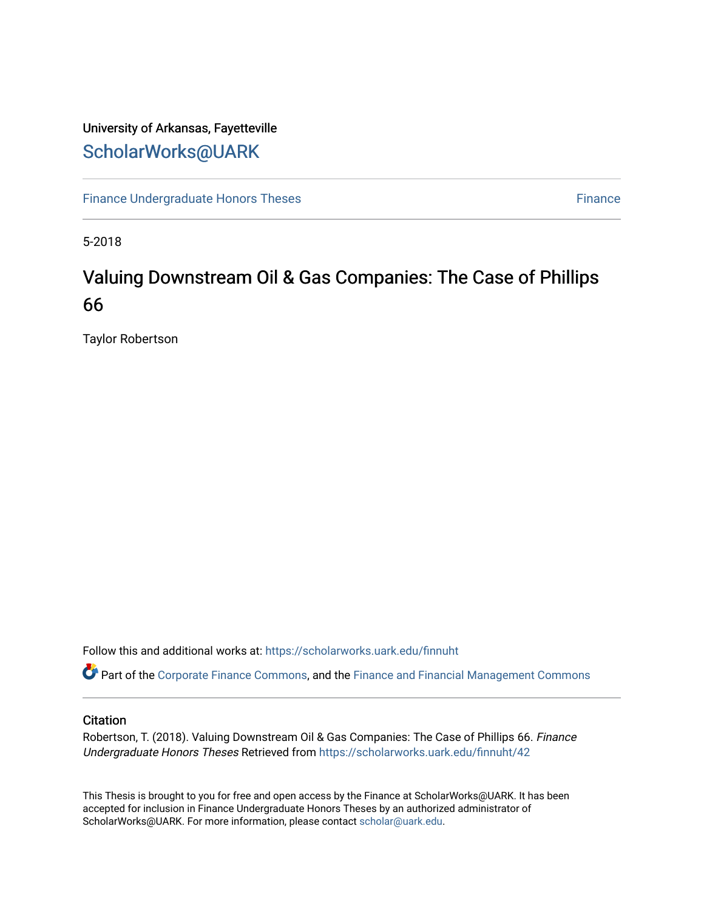University of Arkansas, Fayetteville

ScholarWorks@UARK

Finance Undergraduate Honors Theses | Finance

5-2018

# Valuing Downstream Oil & Gas Companies: The Case of Phillips 66

Taylor Robertson

Follow this and additional works at: https://scholarworks.uark.edu/finnuht

Part of the Corporate Finance Commons, and the Finance and Financial Management Commons

## Citation

Robertson, T. (2018). Valuing Downstream Oil & Gas Companies: The Case of Phillips 66. *Finance Undergraduate Honors Theses* Retrieved from https://scholarworks.uark.edu/finnuht/42

This Thesis is brought to you for free and open access by the Finance at ScholarWorks@UARK. It has been accepted for inclusion in Finance Undergraduate Honors Theses by an authorized administrator of ScholarWorks@UARK. For more information, please contact scholar@uark.edu.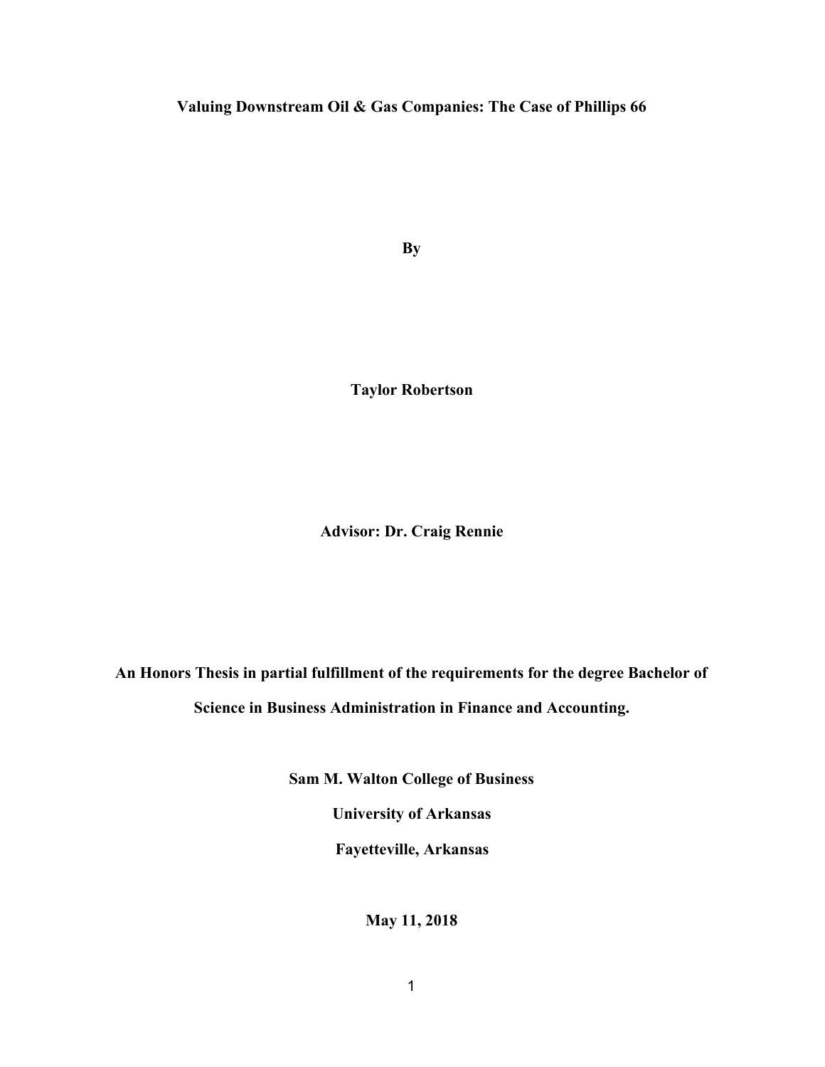# Valuing Downstream Oil & Gas Companies: The Case of Phillips 66

By

**Taylor Robertson**

**Advisor: Dr. Craig Rennie**

**An Honors Thesis in partial fulfillment of the requirements for the degree Bachelor of Science in Business Administration in Finance and Accounting.**

**Sam M. Walton College of Business**

**University of Arkansas**

**Fayetteville, Arkansas**

**May 11, 2018**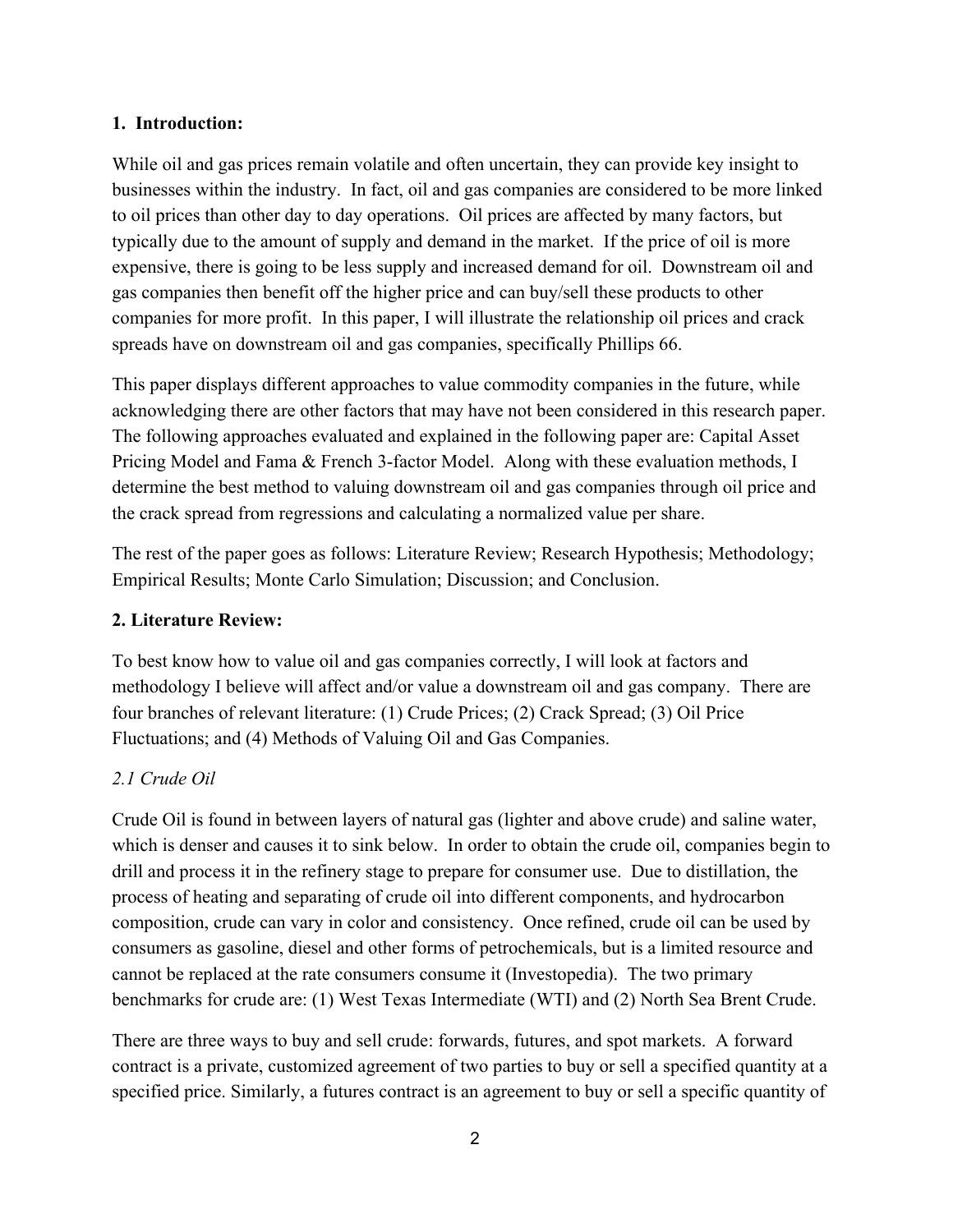## 1. Introduction:

While oil and gas prices remain volatile and often uncertain, they can provide key insight to businesses within the industry. In fact, oil and gas companies are considered to be more linked to oil prices than other day to day operations. Oil prices are affected by many factors, but typically due to the amount of supply and demand in the market. If the price of oil is more expensive, there is going to be less supply and increased demand for oil. Downstream oil and gas companies then benefit off the higher price and can buy/sell these products to other companies for more profit. In this paper, I will illustrate the relationship oil prices and crack spreads have on downstream oil and gas companies, specifically Phillips 66.

This paper displays different approaches to value commodity companies in the future, while acknowledging there are other factors that may have not been considered in this research paper. The following approaches evaluated and explained in the following paper are: Capital Asset Pricing Model and Fama & French 3-factor Model. Along with these evaluation methods, I determine the best method to valuing downstream oil and gas companies through oil price and the crack spread from regressions and calculating a normalized value per share.

The rest of the paper goes as follows: Literature Review; Research Hypothesis; Methodology; Empirical Results; Monte Carlo Simulation; Discussion; and Conclusion.

## 2. Literature Review:

To best know how to value oil and gas companies correctly, I will look at factors and methodology I believe will affect and/or value a downstream oil and gas company. There are four branches of relevant literature: (1) Crude Prices; (2) Crack Spread; (3) Oil Price Fluctuations; and (4) Methods of Valuing Oil and Gas Companies.

### *2.1 Crude Oil*

Crude Oil is found in between layers of natural gas (lighter and above crude) and saline water, which is denser and causes it to sink below. In order to obtain the crude oil, companies begin to drill and process it in the refinery stage to prepare for consumer use. Due to distillation, the process of heating and separating of crude oil into different components, and hydrocarbon composition, crude can vary in color and consistency. Once refined, crude oil can be used by consumers as gasoline, diesel and other forms of petrochemicals, but is a limited resource and cannot be replaced at the rate consumers consume it (Investopedia). The two primary benchmarks for crude are: (1) West Texas Intermediate (WTI) and (2) North Sea Brent Crude.

There are three ways to buy and sell crude: forwards, futures, and spot markets. A forward contract is a private, customized agreement of two parties to buy or sell a specified quantity at a specified price. Similarly, a futures contract is an agreement to buy or sell a specific quantity of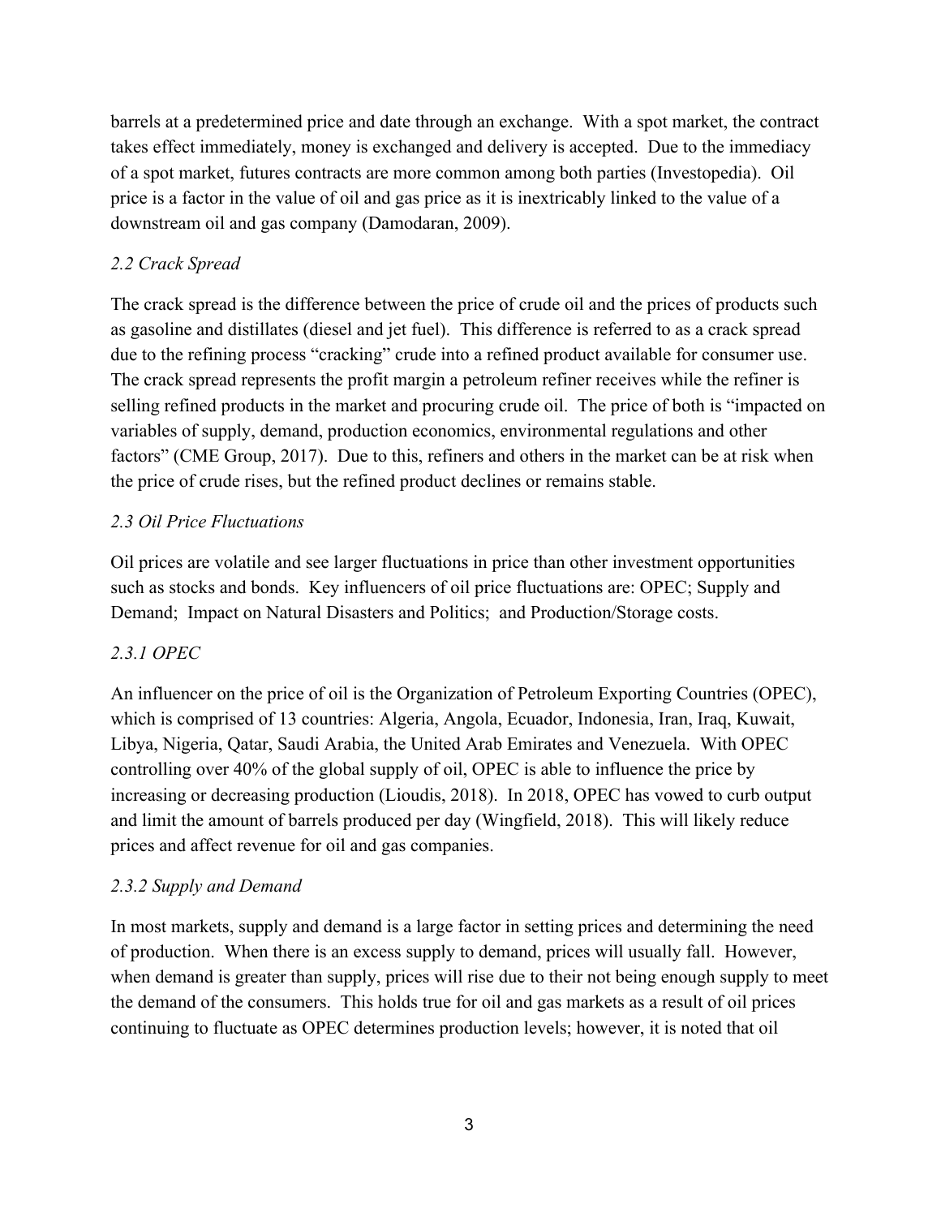barrels at a predetermined price and date through an exchange. With a spot market, the contract takes effect immediately, money is exchanged and delivery is accepted. Due to the immediacy of a spot market, futures contracts are more common among both parties (Investopedia). Oil price is a factor in the value of oil and gas price as it is inextricably linked to the value of a downstream oil and gas company (Damodaran, 2009).

### *2.2 Crack Spread*

The crack spread is the difference between the price of crude oil and the prices of products such as gasoline and distillates (diesel and jet fuel). This difference is referred to as a crack spread due to the refining process "cracking" crude into a refined product available for consumer use. The crack spread represents the profit margin a petroleum refiner receives while the refiner is selling refined products in the market and procuring crude oil. The price of both is "impacted on variables of supply, demand, production economics, environmental regulations and other factors" (CME Group, 2017). Due to this, refiners and others in the market can be at risk when the price of crude rises, but the refined product declines or remains stable.

### *2.3 Oil Price Fluctuations*

Oil prices are volatile and see larger fluctuations in price than other investment opportunities such as stocks and bonds. Key influencers of oil price fluctuations are: OPEC; Supply and Demand; Impact on Natural Disasters and Politics; and Production/Storage costs.

#### *2.3.1 OPEC*

An influencer on the price of oil is the Organization of Petroleum Exporting Countries (OPEC), which is comprised of 13 countries: Algeria, Angola, Ecuador, Indonesia, Iran, Iraq, Kuwait, Libya, Nigeria, Qatar, Saudi Arabia, the United Arab Emirates and Venezuela. With OPEC controlling over 40% of the global supply of oil, OPEC is able to influence the price by increasing or decreasing production (Lioudis, 2018). In 2018, OPEC has vowed to curb output and limit the amount of barrels produced per day (Wingfield, 2018). This will likely reduce prices and affect revenue for oil and gas companies.

#### *2.3.2 Supply and Demand*

In most markets, supply and demand is a large factor in setting prices and determining the need of production. When there is an excess supply to demand, prices will usually fall. However, when demand is greater than supply, prices will rise due to their not being enough supply to meet the demand of the consumers. This holds true for oil and gas markets as a result of oil prices continuing to fluctuate as OPEC determines production levels; however, it is noted that oil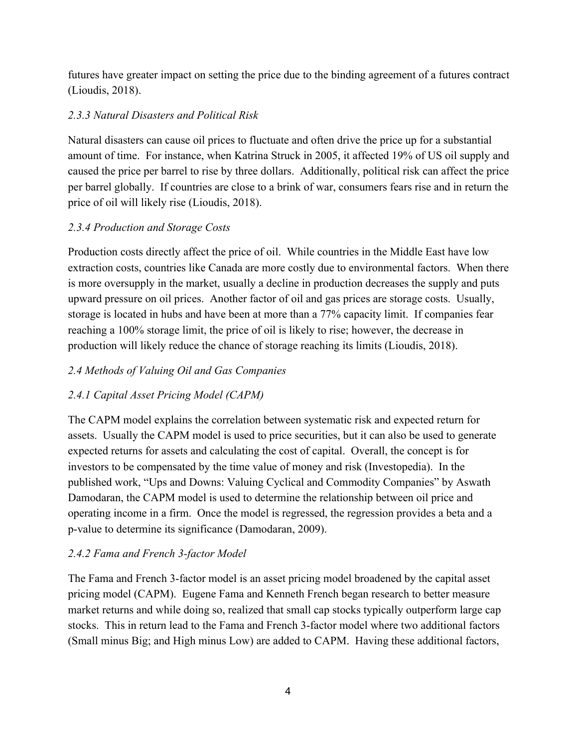futures have greater impact on setting the price due to the binding agreement of a futures contract (Lioudis, 2018).

### *2.3.3 Natural Disasters and Political Risk*

Natural disasters can cause oil prices to fluctuate and often drive the price up for a substantial amount of time. For instance, when Katrina Struck in 2005, it affected 19% of US oil supply and caused the price per barrel to rise by three dollars. Additionally, political risk can affect the price per barrel globally. If countries are close to a brink of war, consumers fears rise and in return the price of oil will likely rise (Lioudis, 2018).

### *2.3.4 Production and Storage Costs*

Production costs directly affect the price of oil. While countries in the Middle East have low extraction costs, countries like Canada are more costly due to environmental factors. When there is more oversupply in the market, usually a decline in production decreases the supply and puts upward pressure on oil prices. Another factor of oil and gas prices are storage costs. Usually, storage is located in hubs and have been at more than a 77% capacity limit. If companies fear reaching a 100% storage limit, the price of oil is likely to rise; however, the decrease in production will likely reduce the chance of storage reaching its limits (Lioudis, 2018).

## *2.4 Methods of Valuing Oil and Gas Companies*

### *2.4.1 Capital Asset Pricing Model (CAPM)*

The CAPM model explains the correlation between systematic risk and expected return for assets. Usually the CAPM model is used to price securities, but it can also be used to generate expected returns for assets and calculating the cost of capital. Overall, the concept is for investors to be compensated by the time value of money and risk (Investopedia). In the published work, "Ups and Downs: Valuing Cyclical and Commodity Companies" by Aswath Damodaran, the CAPM model is used to determine the relationship between oil price and operating income in a firm. Once the model is regressed, the regression provides a beta and a p-value to determine its significance (Damodaran, 2009).

### *2.4.2 Fama and French 3-factor Model*

The Fama and French 3-factor model is an asset pricing model broadened by the capital asset pricing model (CAPM). Eugene Fama and Kenneth French began research to better measure market returns and while doing so, realized that small cap stocks typically outperform large cap stocks. This in return lead to the Fama and French 3-factor model where two additional factors (Small minus Big; and High minus Low) are added to CAPM. Having these additional factors,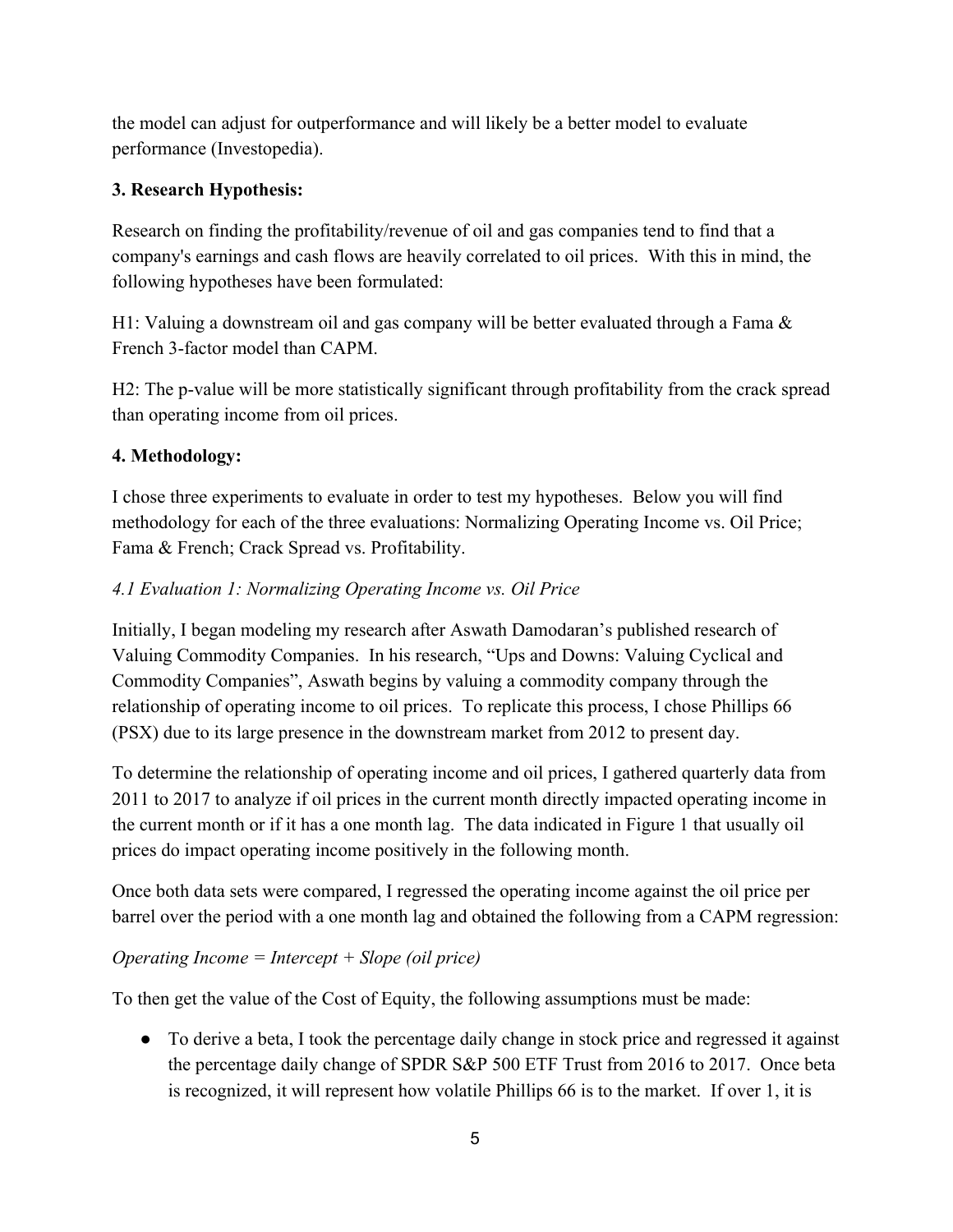the model can adjust for outperformance and will likely be a better model to evaluate performance (Investopedia).

### 3. Research Hypothesis:

Research on finding the profitability/revenue of oil and gas companies tend to find that a company's earnings and cash flows are heavily correlated to oil prices. With this in mind, the following hypotheses have been formulated:

H1: Valuing a downstream oil and gas company will be better evaluated through a Fama & French 3-factor model than CAPM.

H2: The p-value will be more statistically significant through profitability from the crack spread than operating income from oil prices.

### 4. Methodology:

I chose three experiments to evaluate in order to test my hypotheses. Below you will find methodology for each of the three evaluations: Normalizing Operating Income vs. Oil Price; Fama & French; Crack Spread vs. Profitability.

#### *4.1 Evaluation 1: Normalizing Operating Income vs. Oil Price*

Initially, I began modeling my research after Aswath Damodaran's published research of Valuing Commodity Companies. In his research, "Ups and Downs: Valuing Cyclical and Commodity Companies", Aswath begins by valuing a commodity company through the relationship of operating income to oil prices. To replicate this process, I chose Phillips 66 (PSX) due to its large presence in the downstream market from 2012 to present day.

To determine the relationship of operating income and oil prices, I gathered quarterly data from 2011 to 2017 to analyze if oil prices in the current month directly impacted operating income in the current month or if it has a one month lag. The data indicated in Figure 1 that usually oil prices do impact operating income positively in the following month.

Once both data sets were compared, I regressed the operating income against the oil price per barrel over the period with a one month lag and obtained the following from a CAPM regression:

*Operating Income = Intercept + Slope (oil price)*

To then get the value of the Cost of Equity, the following assumptions must be made:

- To derive a beta, I took the percentage daily change in stock price and regressed it against the percentage daily change of SPDR S&P 500 ETF Trust from 2016 to 2017. Once beta is recognized, it will represent how volatile Phillips 66 is to the market. If over 1, it is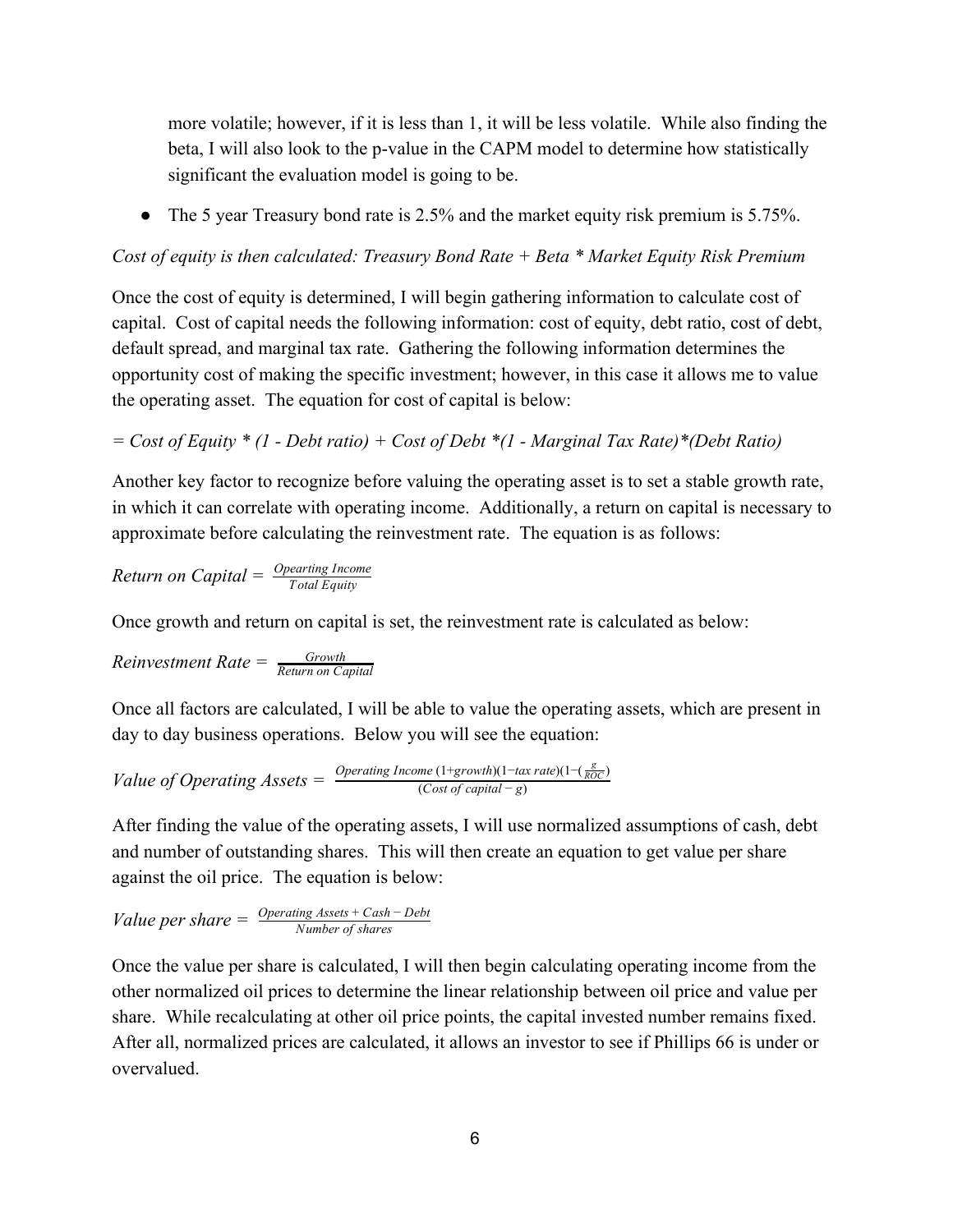more volatile; however, if it is less than 1, it will be less volatile. While also finding the beta, I will also look to the p-value in the CAPM model to determine how statistically significant the evaluation model is going to be.

- The 5 year Treasury bond rate is 2.5% and the market equity risk premium is 5.75%.

*Cost of equity is then calculated: Treasury Bond Rate + Beta * Market Equity Risk Premium*

Once the cost of equity is determined, I will begin gathering information to calculate cost of capital. Cost of capital needs the following information: cost of equity, debt ratio, cost of debt, default spread, and marginal tax rate. Gathering the following information determines the opportunity cost of making the specific investment; however, in this case it allows me to value the operating asset. The equation for cost of capital is below:

*= Cost of Equity * (1 - Debt ratio) + Cost of Debt *(1 - Marginal Tax Rate)*(Debt Ratio)*

Another key factor to recognize before valuing the operating asset is to set a stable growth rate, in which it can correlate with operating income. Additionally, a return on capital is necessary to approximate before calculating the reinvestment rate. The equation is as follows:

$$\text{Return on Capital} = \frac{\text{Opearting Income}}{\text{Total Equity}}$$

Once growth and return on capital is set, the reinvestment rate is calculated as below:

$$\text{Reinvestment Rate} = \frac{\text{Growth}}{\text{Return on Capital}}$$

Once all factors are calculated, I will be able to value the operating assets, which are present in day to day business operations. Below you will see the equation:

$$\text{Value of Operating Assets} = \frac{\text{Operating Income}\,(1+growth)(1-tax\ rate)(1-(\frac{g}{ROC})}{(Cost\ of\ capital - g)}$$

After finding the value of the operating assets, I will use normalized assumptions of cash, debt and number of outstanding shares. This will then create an equation to get value per share against the oil price. The equation is below:

$$\text{Value per share} = \frac{\text{Operating Assets} + \text{Cash} - \text{Debt}}{\text{Number of shares}}$$

Once the value per share is calculated, I will then begin calculating operating income from the other normalized oil prices to determine the linear relationship between oil price and value per share. While recalculating at other oil price points, the capital invested number remains fixed. After all, normalized prices are calculated, it allows an investor to see if Phillips 66 is under or overvalued.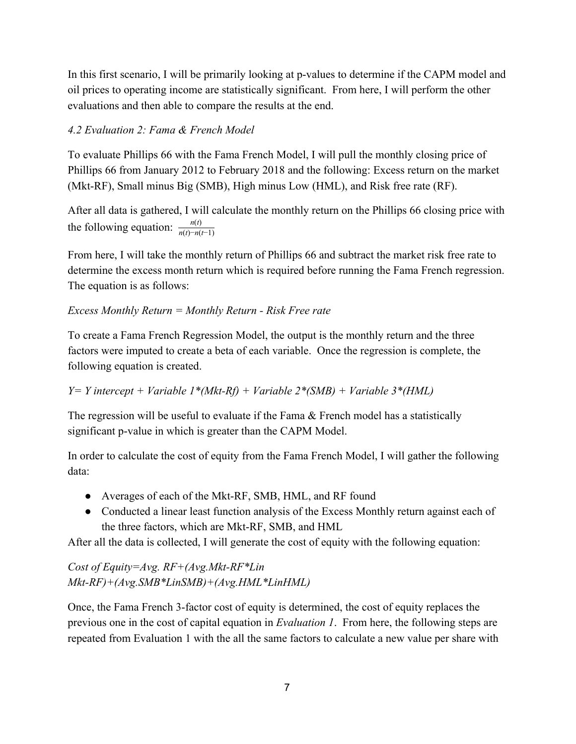In this first scenario, I will be primarily looking at p-values to determine if the CAPM model and oil prices to operating income are statistically significant. From here, I will perform the other evaluations and then able to compare the results at the end.

### *4.2 Evaluation 2: Fama & French Model*

To evaluate Phillips 66 with the Fama French Model, I will pull the monthly closing price of Phillips 66 from January 2012 to February 2018 and the following: Excess return on the market (Mkt-RF), Small minus Big (SMB), High minus Low (HML), and Risk free rate (RF).

After all data is gathered, I will calculate the monthly return on the Phillips 66 closing price with the following equation: $\frac{n(t)}{n(t) - n(t-1)}$

From here, I will take the monthly return of Phillips 66 and subtract the market risk free rate to determine the excess month return which is required before running the Fama French regression. The equation is as follows:

*Excess Monthly Return = Monthly Return - Risk Free rate*

To create a Fama French Regression Model, the output is the monthly return and the three factors were imputed to create a beta of each variable. Once the regression is complete, the following equation is created.

*Y= Y intercept + Variable 1*(Mkt-Rf) + Variable 2*(SMB) + Variable 3*(HML)*

The regression will be useful to evaluate if the Fama & French model has a statistically significant p-value in which is greater than the CAPM Model.

In order to calculate the cost of equity from the Fama French Model, I will gather the following data:

- Averages of each of the Mkt-RF, SMB, HML, and RF found
- Conducted a linear least function analysis of the Excess Monthly return against each of the three factors, which are Mkt-RF, SMB, and HML

After all the data is collected, I will generate the cost of equity with the following equation:

*Cost of Equity=Avg. RF+(Avg.Mkt-RF*Lin Mkt-RF)+(Avg.SMB*LinSMB)+(Avg.HML*LinHML)*

Once, the Fama French 3-factor cost of equity is determined, the cost of equity replaces the previous one in the cost of capital equation in *Evaluation 1*. From here, the following steps are repeated from Evaluation 1 with the all the same factors to calculate a new value per share with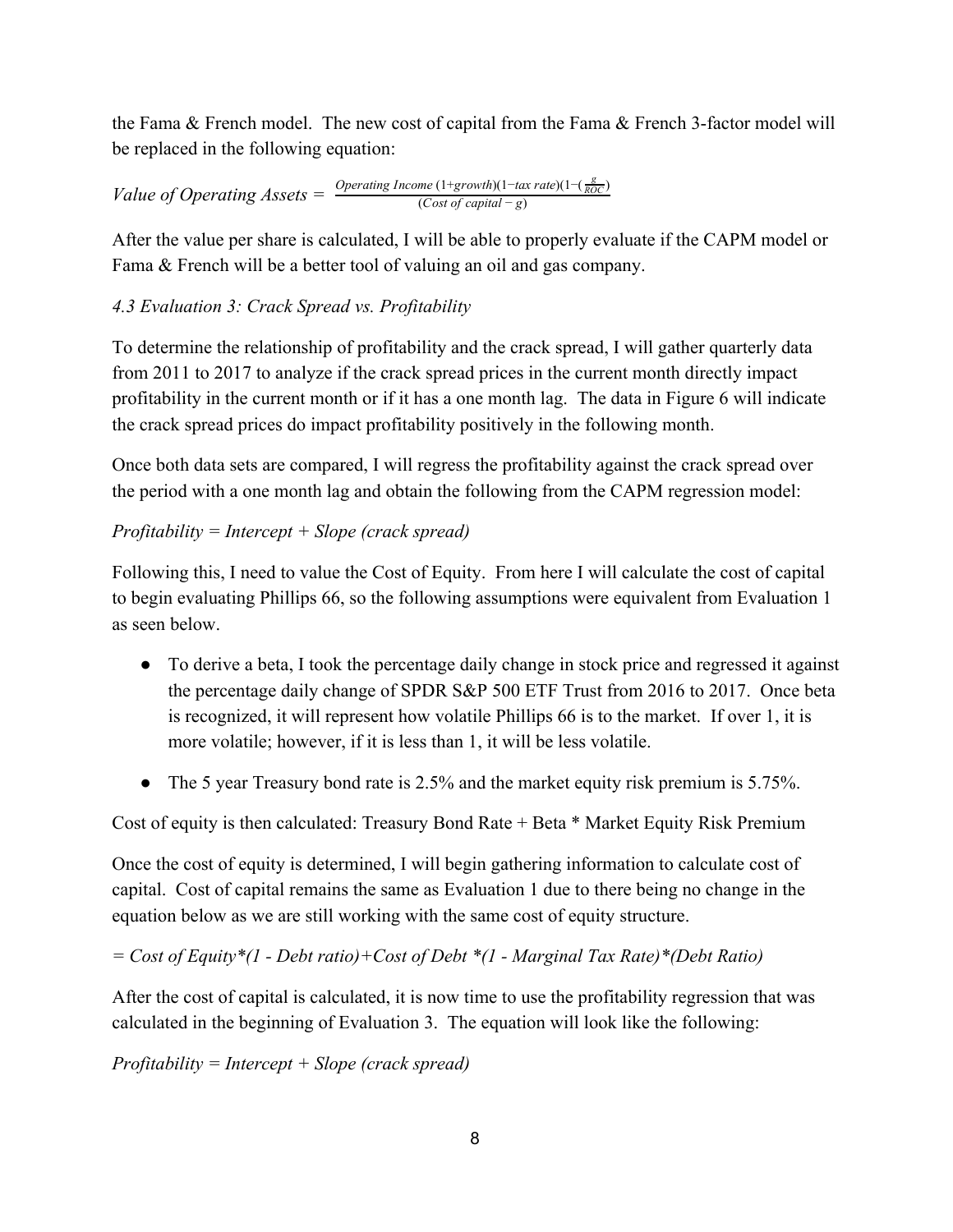the Fama & French model. The new cost of capital from the Fama & French 3-factor model will be replaced in the following equation:

$$Value\ of\ Operating\ Assets = \frac{Operating\ Income\ (1+growth)(1-tax\ rate)(1-(\frac{g}{ROC}))}{(Cost\ of\ capital - g)}$$

After the value per share is calculated, I will be able to properly evaluate if the CAPM model or Fama & French will be a better tool of valuing an oil and gas company.

### *4.3 Evaluation 3: Crack Spread vs. Profitability*

To determine the relationship of profitability and the crack spread, I will gather quarterly data from 2011 to 2017 to analyze if the crack spread prices in the current month directly impact profitability in the current month or if it has a one month lag. The data in Figure 6 will indicate the crack spread prices do impact profitability positively in the following month.

Once both data sets are compared, I will regress the profitability against the crack spread over the period with a one month lag and obtain the following from the CAPM regression model:

*Profitability = Intercept + Slope (crack spread)*

Following this, I need to value the Cost of Equity. From here I will calculate the cost of capital to begin evaluating Phillips 66, so the following assumptions were equivalent from Evaluation 1 as seen below.

- To derive a beta, I took the percentage daily change in stock price and regressed it against the percentage daily change of SPDR S&P 500 ETF Trust from 2016 to 2017. Once beta is recognized, it will represent how volatile Phillips 66 is to the market. If over 1, it is more volatile; however, if it is less than 1, it will be less volatile.
- The 5 year Treasury bond rate is 2.5% and the market equity risk premium is 5.75%.

Cost of equity is then calculated: Treasury Bond Rate + Beta * Market Equity Risk Premium

Once the cost of equity is determined, I will begin gathering information to calculate cost of capital. Cost of capital remains the same as Evaluation 1 due to there being no change in the equation below as we are still working with the same cost of equity structure.

*= Cost of Equity*(1 - Debt ratio)+Cost of Debt *(1 - Marginal Tax Rate)*(Debt Ratio)*

After the cost of capital is calculated, it is now time to use the profitability regression that was calculated in the beginning of Evaluation 3. The equation will look like the following:

*Profitability = Intercept + Slope (crack spread)*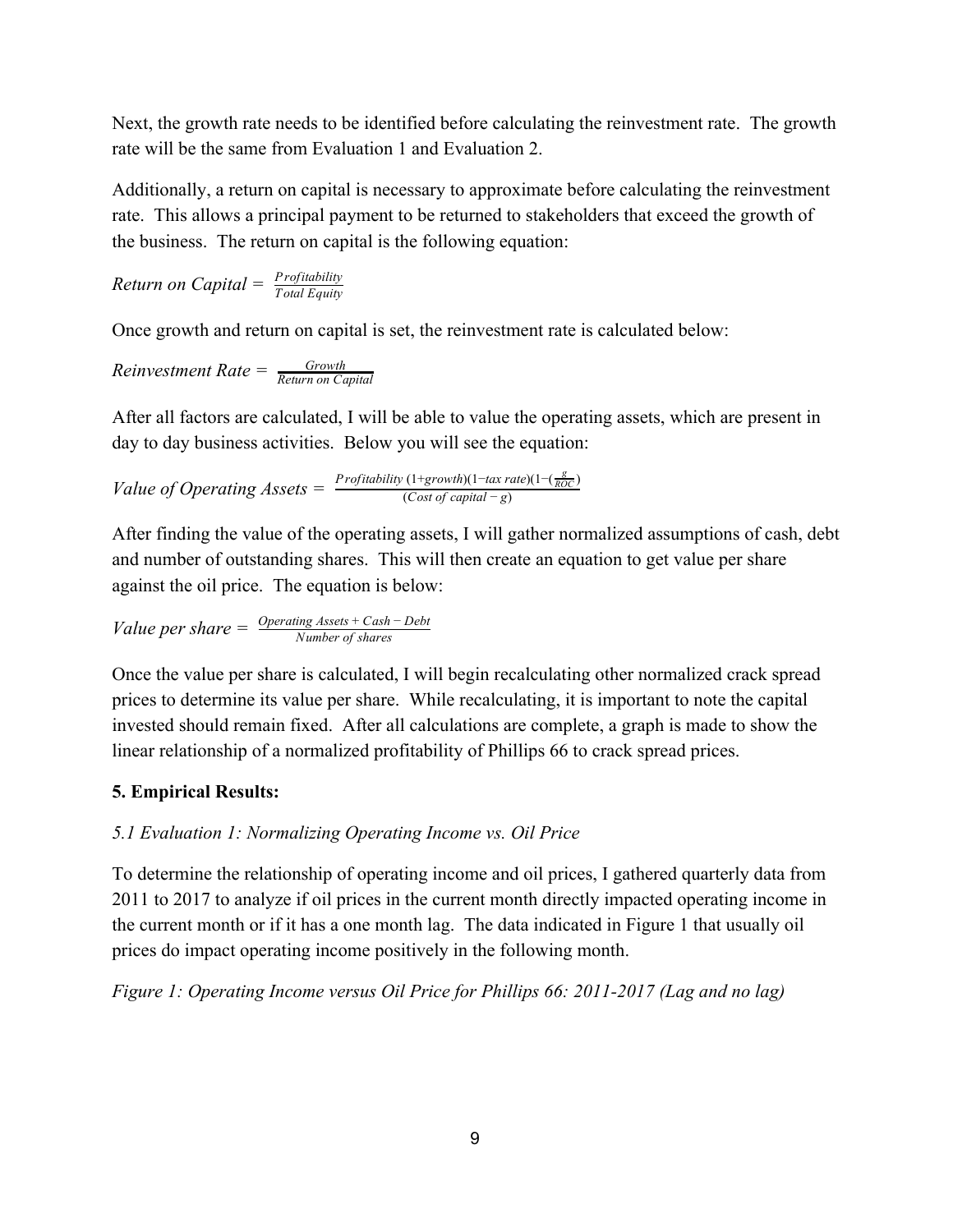Next, the growth rate needs to be identified before calculating the reinvestment rate. The growth rate will be the same from Evaluation 1 and Evaluation 2.

Additionally, a return on capital is necessary to approximate before calculating the reinvestment rate. This allows a principal payment to be returned to stakeholders that exceed the growth of the business. The return on capital is the following equation:

$$Return\ on\ Capital = \frac{Profitability}{Total\ Equity}$$

Once growth and return on capital is set, the reinvestment rate is calculated below:

$$Reinvestment\ Rate = \frac{Growth}{Return\ on\ Capital}$$

After all factors are calculated, I will be able to value the operating assets, which are present in day to day business activities. Below you will see the equation:

$$Value\ of\ Operating\ Assets = \frac{Profitability\ (1+growth)(1-tax\ rate)(1-(\frac{g}{ROC}))}{(Cost\ of\ capital - g)}$$

After finding the value of the operating assets, I will gather normalized assumptions of cash, debt and number of outstanding shares. This will then create an equation to get value per share against the oil price. The equation is below:

$$Value\ per\ share = \frac{Operating\ Assets + Cash - Debt}{Number\ of\ shares}$$

Once the value per share is calculated, I will begin recalculating other normalized crack spread prices to determine its value per share. While recalculating, it is important to note the capital invested should remain fixed. After all calculations are complete, a graph is made to show the linear relationship of a normalized profitability of Phillips 66 to crack spread prices.

## 5. Empirical Results:

### *5.1 Evaluation 1: Normalizing Operating Income vs. Oil Price*

To determine the relationship of operating income and oil prices, I gathered quarterly data from 2011 to 2017 to analyze if oil prices in the current month directly impacted operating income in the current month or if it has a one month lag. The data indicated in Figure 1 that usually oil prices do impact operating income positively in the following month.

*Figure 1: Operating Income versus Oil Price for Phillips 66: 2011-2017 (Lag and no lag)*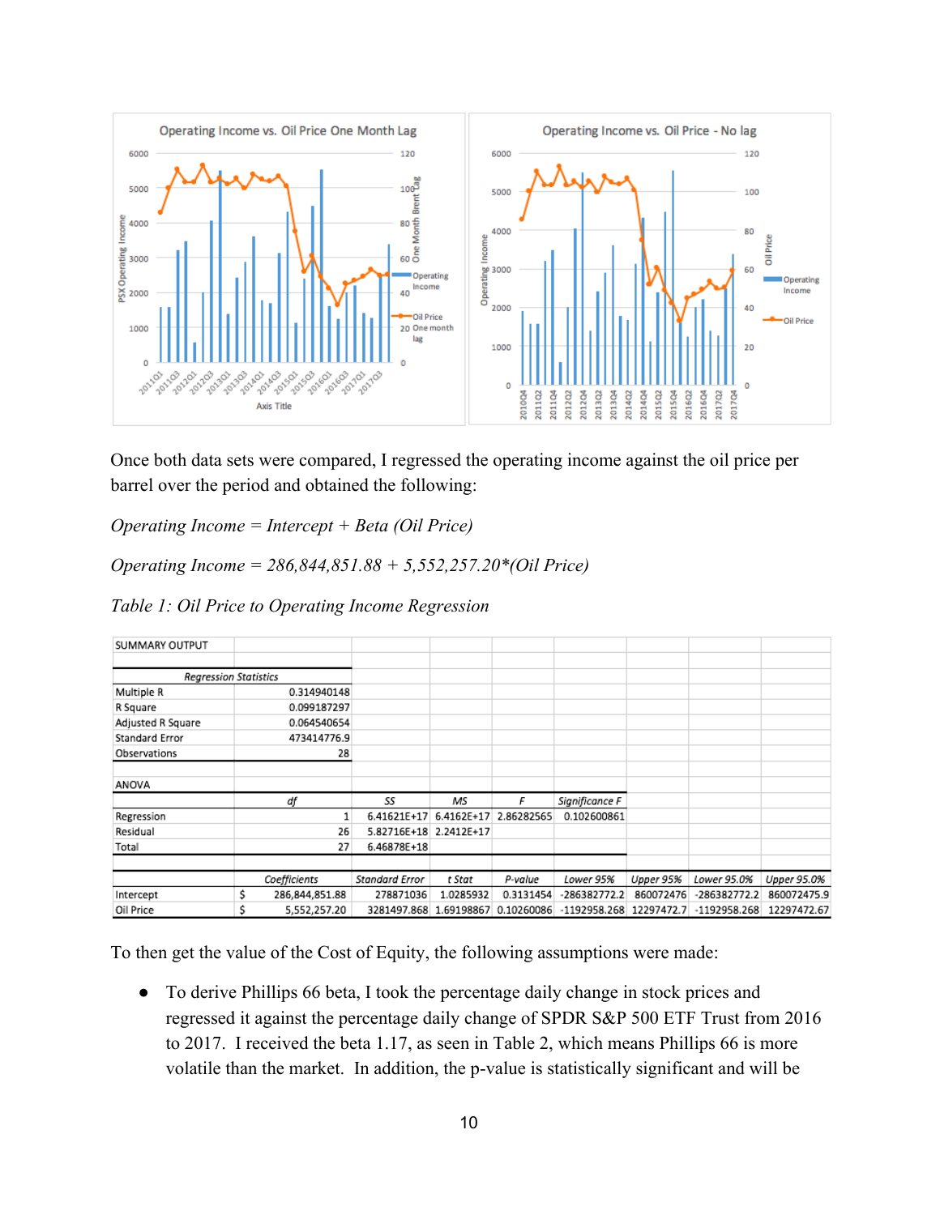Once both data sets were compared, I regressed the operating income against the oil price per barrel over the period and obtained the following:

*Operating Income = Intercept + Beta (Oil Price)*

*Operating Income = 286,844,851.88 + 5,552,257.20*(Oil Price)*

*Table 1: Oil Price to Operating Income Regression*

| SUMMARY OUTPUT | | | | | | | | | |
|---|---|---|---|---|---|---|---|---|---|
| | | | | | | | | | |
| *Regression Statistics* | | | | | | | | | |
| Multiple R | 0.314940148 | | | | | | | | |
| R Square | 0.099187297 | | | | | | | | |
| Adjusted R Square | 0.064540654 | | | | | | | | |
| Standard Error | 473414776.9 | | | | | | | | |
| Observations | 28 | | | | | | | | |
| | | | | | | | | | |
| ANOVA | | | | | | | | | |
| | *df* | *SS* | *MS* | *F* | *Significance F* | | | | |
| Regression | 1 | 6.41621E+17 | 6.4162E+17 | 2.86282565 | 0.102600861 | | | | |
| Residual | 26 | 5.82716E+18 | 2.2412E+17 | | | | | | |
| Total | 27 | 6.46878E+18 | | | | | | | |
| | | | | | | | | | |
| | *Coefficients* | *Standard Error* | *t Stat* | *P-value* | *Lower 95%* | *Upper 95%* | *Lower 95.0%* | *Upper 95.0%* | |
| Intercept | $ 286,844,851.88 | 278871036 | 1.0285932 | 0.3131454 | -286382772.2 | 860072476 | -286382772.2 | 860072475.9 | |
| Oil Price | $ 5,552,257.20 | 3281497.868 | 1.69198867 | 0.10260086 | -1192958.268 | 12297472.7 | -1192958.268 | 12297472.67 | |

To then get the value of the Cost of Equity, the following assumptions were made:

- To derive Phillips 66 beta, I took the percentage daily change in stock prices and regressed it against the percentage daily change of SPDR S&P 500 ETF Trust from 2016 to 2017. I received the beta 1.17, as seen in Table 2, which means Phillips 66 is more volatile than the market. In addition, the p-value is statistically significant and will be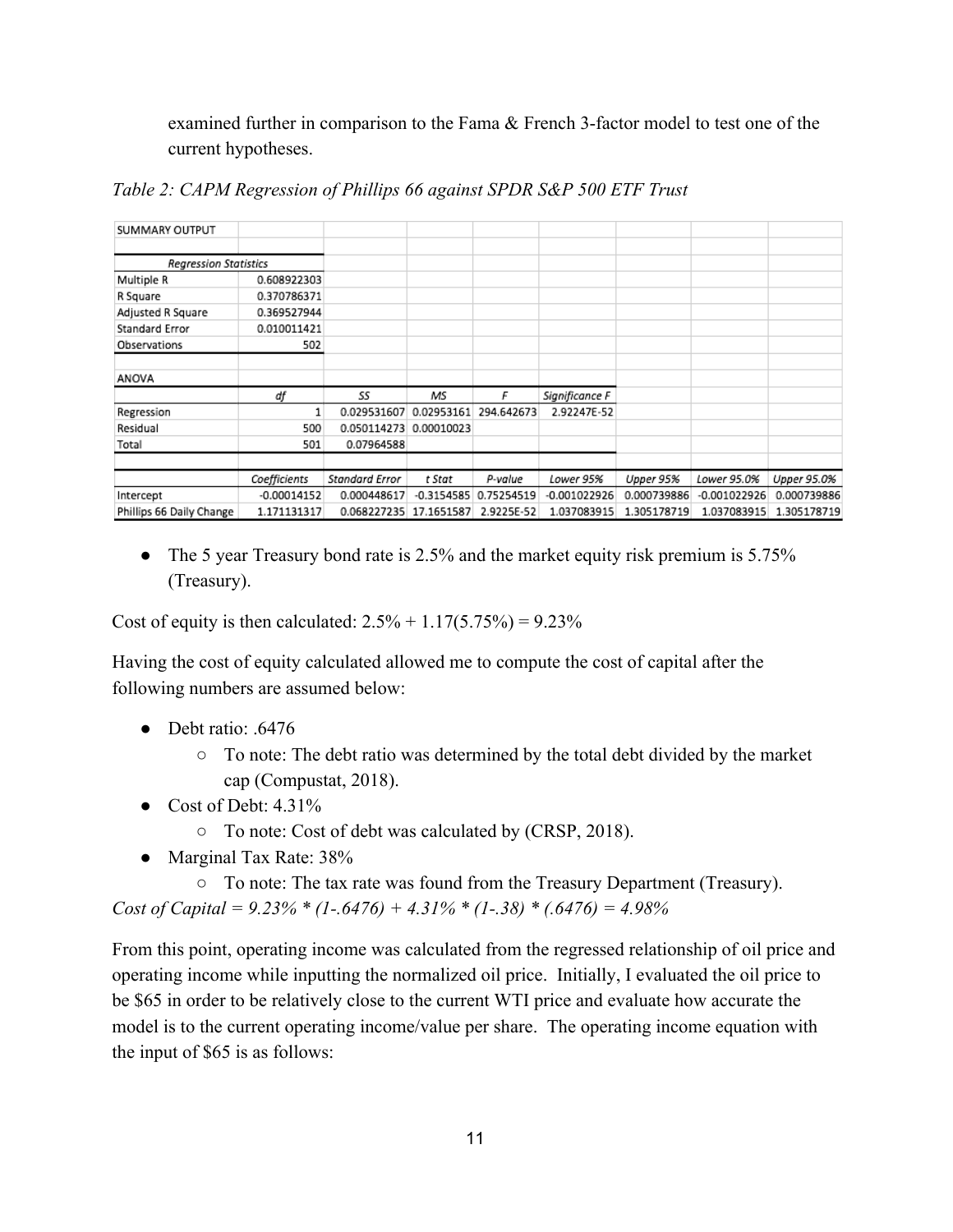examined further in comparison to the Fama & French 3-factor model to test one of the current hypotheses.

*Table 2: CAPM Regression of Phillips 66 against SPDR S&P 500 ETF Trust*

| SUMMARY OUTPUT | | | | | | | | |
|---|---|---|---|---|---|---|---|---|
| | | | | | | | | |
| *Regression Statistics* | | | | | | | | |
| Multiple R | 0.608922303 | | | | | | | |
| R Square | 0.370786371 | | | | | | | |
| Adjusted R Square | 0.369527944 | | | | | | | |
| Standard Error | 0.010011421 | | | | | | | |
| Observations | 502 | | | | | | | |
| | | | | | | | | |
| ANOVA | | | | | | | | |
| | *df* | *SS* | *MS* | *F* | *Significance F* | | | |
| Regression | 1 | 0.029531607 | 0.02953161 | 294.642673 | 2.92247E-52 | | | |
| Residual | 500 | 0.050114273 | 0.00010023 | | | | | |
| Total | 501 | 0.07964588 | | | | | | |
| | | | | | | | | |
| | *Coefficients* | *Standard Error* | *t Stat* | *P-value* | *Lower 95%* | *Upper 95%* | *Lower 95.0%* | *Upper 95.0%* |
| Intercept | -0.00014152 | 0.000448617 | -0.3154585 | 0.75254519 | -0.001022926 | 0.000739886 | -0.001022926 | 0.000739886 |
| Phillips 66 Daily Change | 1.171131317 | 0.068227235 | 17.1651587 | 2.9225E-52 | 1.037083915 | 1.305178719 | 1.037083915 | 1.305178719 |

- The 5 year Treasury bond rate is 2.5% and the market equity risk premium is 5.75% (Treasury).

Cost of equity is then calculated: 2.5% + 1.17(5.75%) = 9.23%

Having the cost of equity calculated allowed me to compute the cost of capital after the following numbers are assumed below:

- Debt ratio: .6476
  - To note: The debt ratio was determined by the total debt divided by the market cap (Compustat, 2018).
- Cost of Debt: 4.31%
  - To note: Cost of debt was calculated by (CRSP, 2018).
- Marginal Tax Rate: 38%
  - To note: The tax rate was found from the Treasury Department (Treasury).

*Cost of Capital = 9.23% * (1-.6476) + 4.31% * (1-.38) * (.6476) = 4.98%*

From this point, operating income was calculated from the regressed relationship of oil price and operating income while inputting the normalized oil price. Initially, I evaluated the oil price to be $65 in order to be relatively close to the current WTI price and evaluate how accurate the model is to the current operating income/value per share. The operating income equation with the input of $65 is as follows: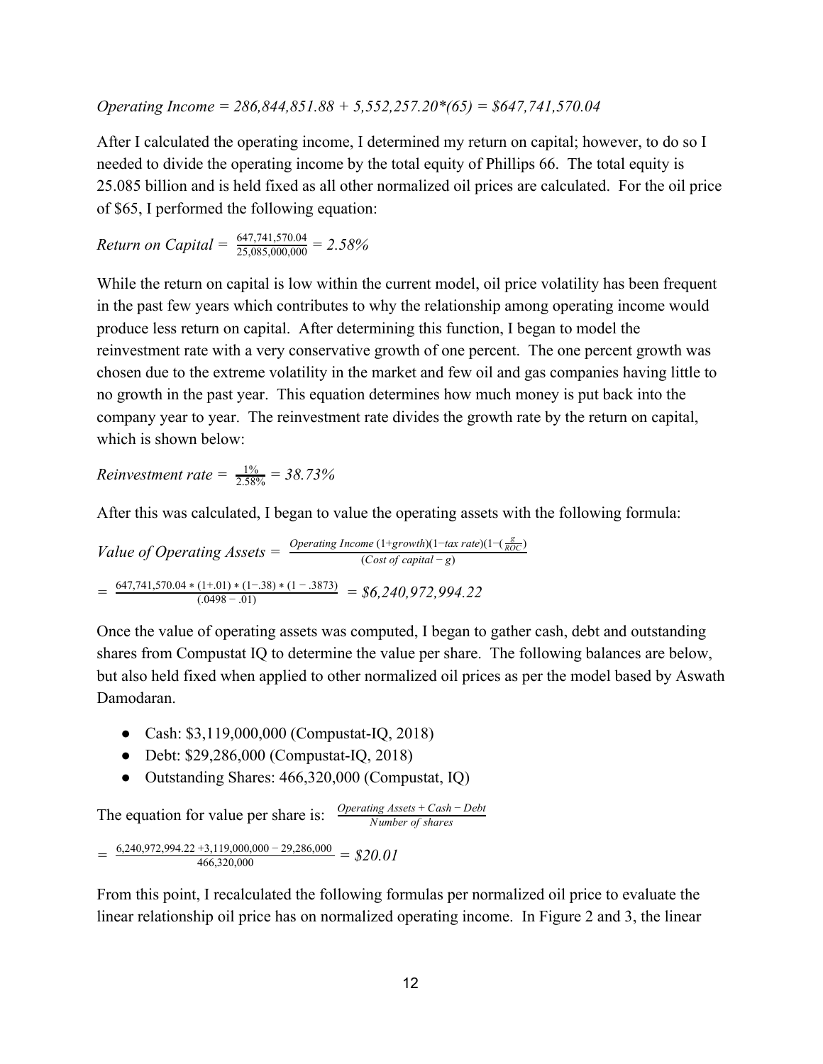*Operating Income = 286,844,851.88 + 5,552,257.20*(65) = $647,741,570.04*

After I calculated the operating income, I determined my return on capital; however, to do so I needed to divide the operating income by the total equity of Phillips 66. The total equity is 25.085 billion and is held fixed as all other normalized oil prices are calculated. For the oil price of $65, I performed the following equation:

$$\text{Return on Capital} = \frac{647{,}741{,}570.04}{25{,}085{,}000{,}000} = 2.58\%$$

While the return on capital is low within the current model, oil price volatility has been frequent in the past few years which contributes to why the relationship among operating income would produce less return on capital. After determining this function, I began to model the reinvestment rate with a very conservative growth of one percent. The one percent growth was chosen due to the extreme volatility in the market and few oil and gas companies having little to no growth in the past year. This equation determines how much money is put back into the company year to year. The reinvestment rate divides the growth rate by the return on capital, which is shown below:

$$\text{Reinvestment rate} = \frac{1\%}{2.58\%} = 38.73\%$$

After this was calculated, I began to value the operating assets with the following formula:

$$\text{Value of Operating Assets} = \frac{\text{Operating Income}\,(1{+}growth)(1{-}tax\ rate)(1{-}(\frac{g}{ROC})}{(\text{Cost of capital} - g)}$$

$$= \frac{647{,}741{,}570.04 * (1{+}.01) * (1{-}.38) * (1 - .3873)}{(.0498 - .01)} = \$6{,}240{,}972{,}994.22$$

Once the value of operating assets was computed, I began to gather cash, debt and outstanding shares from Compustat IQ to determine the value per share. The following balances are below, but also held fixed when applied to other normalized oil prices as per the model based by Aswath Damodaran.

- Cash: $3,119,000,000 (Compustat-IQ, 2018)
- Debt: $29,286,000 (Compustat-IQ, 2018)
- Outstanding Shares: 466,320,000 (Compustat, IQ)

The equation for value per share is: $\frac{\text{Operating Assets} + \text{Cash} - \text{Debt}}{\text{Number of shares}}$

$$= \frac{6{,}240{,}972{,}994.22 + 3{,}119{,}000{,}000 - 29{,}286{,}000}{466{,}320{,}000} = \$20.01$$

From this point, I recalculated the following formulas per normalized oil price to evaluate the linear relationship oil price has on normalized operating income. In Figure 2 and 3, the linear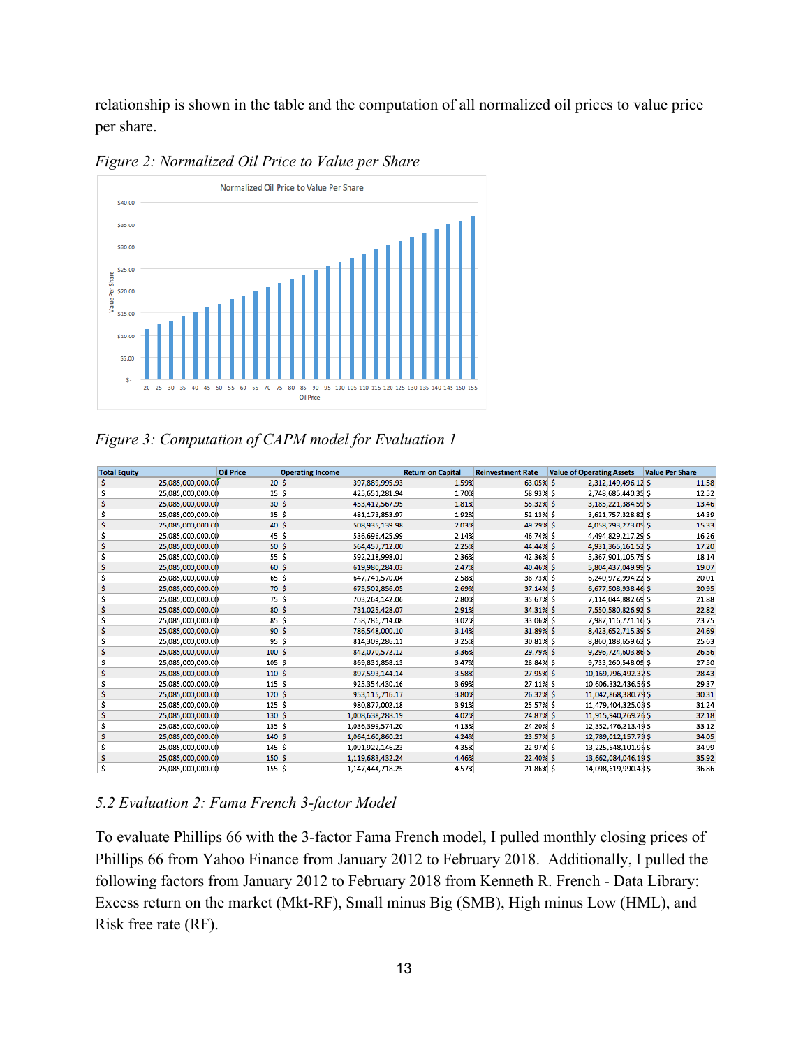relationship is shown in the table and the computation of all normalized oil prices to value price per share.

*Figure 2: Normalized Oil Price to Value per Share*

*Figure 3: Computation of CAPM model for Evaluation 1*

| Total Equity | Oil Price | Operating Income | Return on Capital | Reinvestment Rate | Value of Operating Assets | Value Per Share |
|---|---|---|---|---|---|---|
| $ 25,085,000,000.00 | 20 | $ 397,889,995.93 | 1.59% | 63.05% | $ 2,312,149,496.12 | $ 11.58 |
| $ 25,085,000,000.00 | 25 | $ 425,651,281.94 | 1.70% | 58.93% | $ 2,748,685,440.35 | $ 12.52 |
| $ 25,085,000,000.00 | 30 | $ 453,412,567.95 | 1.81% | 55.32% | $ 3,185,221,384.59 | $ 13.46 |
| $ 25,085,000,000.00 | 35 | $ 481,173,853.97 | 1.92% | 52.13% | $ 3,621,757,328.82 | $ 14.39 |
| $ 25,085,000,000.00 | 40 | $ 508,935,139.98 | 2.03% | 49.29% | $ 4,058,293,273.05 | $ 15.33 |
| $ 25,085,000,000.00 | 45 | $ 536,696,425.99 | 2.14% | 46.74% | $ 4,494,829,217.29 | $ 16.26 |
| $ 25,085,000,000.00 | 50 | $ 564,457,712.00 | 2.25% | 44.44% | $ 4,931,365,161.52 | $ 17.20 |
| $ 25,085,000,000.00 | 55 | $ 592,218,998.01 | 2.36% | 42.36% | $ 5,367,901,105.75 | $ 18.14 |
| $ 25,085,000,000.00 | 60 | $ 619,980,284.03 | 2.47% | 40.46% | $ 5,804,437,049.99 | $ 19.07 |
| $ 25,085,000,000.00 | 65 | $ 647,741,570.04 | 2.58% | 38.73% | $ 6,240,972,994.22 | $ 20.01 |
| $ 25,085,000,000.00 | 70 | $ 675,502,856.05 | 2.69% | 37.14% | $ 6,677,508,938.46 | $ 20.95 |
| $ 25,085,000,000.00 | 75 | $ 703,264,142.06 | 2.80% | 35.67% | $ 7,114,044,882.69 | $ 21.88 |
| $ 25,085,000,000.00 | 80 | $ 731,025,428.07 | 2.91% | 34.31% | $ 7,550,580,826.92 | $ 22.82 |
| $ 25,085,000,000.00 | 85 | $ 758,786,714.08 | 3.02% | 33.06% | $ 7,987,116,771.16 | $ 23.75 |
| $ 25,085,000,000.00 | 90 | $ 786,548,000.10 | 3.14% | 31.89% | $ 8,423,652,715.39 | $ 24.69 |
| $ 25,085,000,000.00 | 95 | $ 814,309,286.11 | 3.25% | 30.81% | $ 8,860,188,659.62 | $ 25.63 |
| $ 25,085,000,000.00 | 100 | $ 842,070,572.12 | 3.36% | 29.79% | $ 9,296,724,603.86 | $ 26.56 |
| $ 25,085,000,000.00 | 105 | $ 869,831,858.13 | 3.47% | 28.84% | $ 9,733,260,548.09 | $ 27.50 |
| $ 25,085,000,000.00 | 110 | $ 897,593,144.14 | 3.58% | 27.95% | $ 10,169,796,492.32 | $ 28.43 |
| $ 25,085,000,000.00 | 115 | $ 925,354,430.16 | 3.69% | 27.11% | $ 10,606,332,436.56 | $ 29.37 |
| $ 25,085,000,000.00 | 120 | $ 953,115,716.17 | 3.80% | 26.32% | $ 11,042,868,380.79 | $ 30.31 |
| $ 25,085,000,000.00 | 125 | $ 980,877,002.18 | 3.91% | 25.57% | $ 11,479,404,325.03 | $ 31.24 |
| $ 25,085,000,000.00 | 130 | $ 1,008,638,288.19 | 4.02% | 24.87% | $ 11,915,940,269.26 | $ 32.18 |
| $ 25,085,000,000.00 | 135 | $ 1,036,399,574.20 | 4.13% | 24.20% | $ 12,352,476,213.49 | $ 33.12 |
| $ 25,085,000,000.00 | 140 | $ 1,064,160,860.21 | 4.24% | 23.57% | $ 12,789,012,157.73 | $ 34.05 |
| $ 25,085,000,000.00 | 145 | $ 1,091,922,146.23 | 4.35% | 22.97% | $ 13,225,548,101.96 | $ 34.99 |
| $ 25,085,000,000.00 | 150 | $ 1,119,683,432.24 | 4.46% | 22.40% | $ 13,662,084,046.19 | $ 35.92 |
| $ 25,085,000,000.00 | 155 | $ 1,147,444,718.25 | 4.57% | 21.86% | $ 14,098,619,990.43 | $ 36.86 |

### *5.2 Evaluation 2: Fama French 3-factor Model*

To evaluate Phillips 66 with the 3-factor Fama French model, I pulled monthly closing prices of Phillips 66 from Yahoo Finance from January 2012 to February 2018. Additionally, I pulled the following factors from January 2012 to February 2018 from Kenneth R. French - Data Library: Excess return on the market (Mkt-RF), Small minus Big (SMB), High minus Low (HML), and Risk free rate (RF).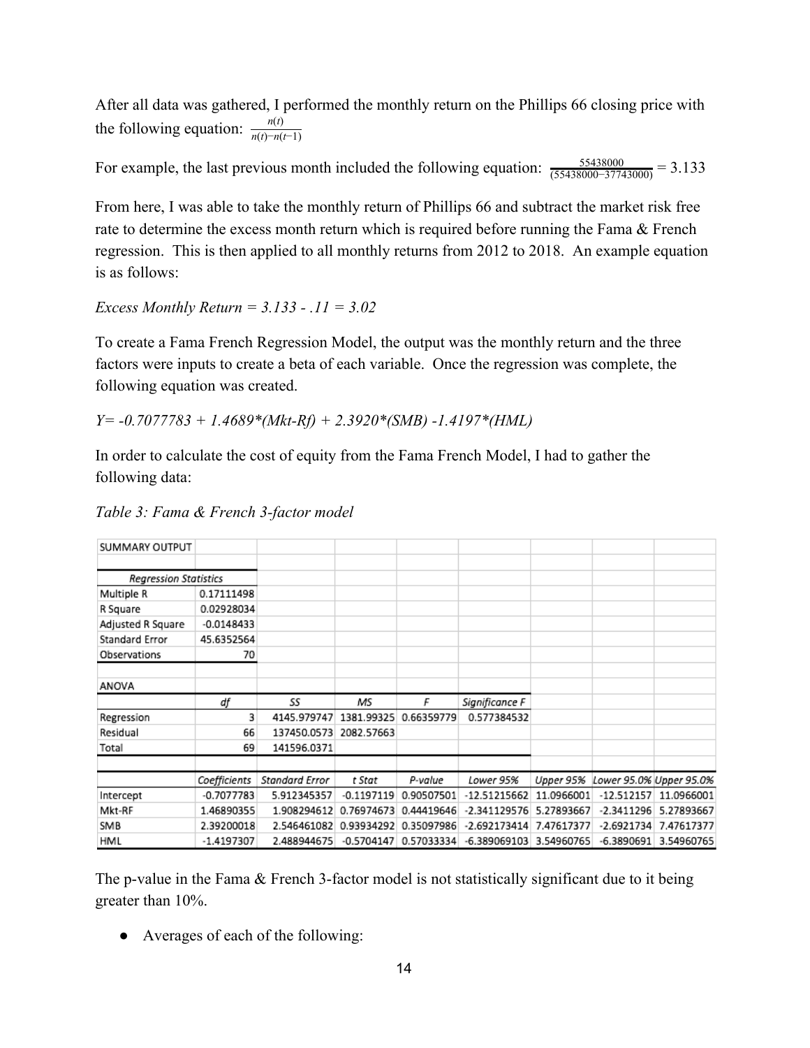After all data was gathered, I performed the monthly return on the Phillips 66 closing price with the following equation: $\frac{n(t)}{n(t)-n(t-1)}$

For example, the last previous month included the following equation: $\frac{55438000}{(55438000-37743000)} = 3.133$

From here, I was able to take the monthly return of Phillips 66 and subtract the market risk free rate to determine the excess month return which is required before running the Fama & French regression. This is then applied to all monthly returns from 2012 to 2018. An example equation is as follows:

*Excess Monthly Return = 3.133 - .11 = 3.02*

To create a Fama French Regression Model, the output was the monthly return and the three factors were inputs to create a beta of each variable. Once the regression was complete, the following equation was created.

*Y= -0.7077783 + 1.4689\*(Mkt-Rf) + 2.3920\*(SMB) -1.4197\*(HML)*

In order to calculate the cost of equity from the Fama French Model, I had to gather the following data:

*Table 3: Fama & French 3-factor model*

SUMMARY OUTPUT

| *Regression Statistics* | |
|---|---|
| Multiple R | 0.17111498 |
| R Square | 0.02928034 |
| Adjusted R Square | -0.0148433 |
| Standard Error | 45.6352564 |
| Observations | 70 |

ANOVA

| | *df* | *SS* | *MS* | *F* | *Significance F* |
|---|---|---|---|---|---|
| Regression | 3 | 4145.979747 | 1381.99325 | 0.66359779 | 0.577384532 |
| Residual | 66 | 137450.0573 | 2082.57663 | | |
| Total | 69 | 141596.0371 | | | |

| | *Coefficients* | *Standard Error* | *t Stat* | *P-value* | *Lower 95%* | *Upper 95%* | *Lower 95.0%* | *Upper 95.0%* |
|---|---|---|---|---|---|---|---|---|
| Intercept | -0.7077783 | 5.912345357 | -0.1197119 | 0.90507501 | -12.51215662 | 11.0966001 | -12.512157 | 11.0966001 |
| Mkt-RF | 1.46890355 | 1.908294612 | 0.76974673 | 0.44419646 | -2.341129576 | 5.27893667 | -2.3411296 | 5.27893667 |
| SMB | 2.39200018 | 2.546461082 | 0.93934292 | 0.35097986 | -2.692173414 | 7.47617377 | -2.6921734 | 7.47617377 |
| HML | -1.4197307 | 2.488944675 | -0.5704147 | 0.57033334 | -6.389069103 | 3.54960765 | -6.3890691 | 3.54960765 |

The p-value in the Fama & French 3-factor model is not statistically significant due to it being greater than 10%.

- Averages of each of the following: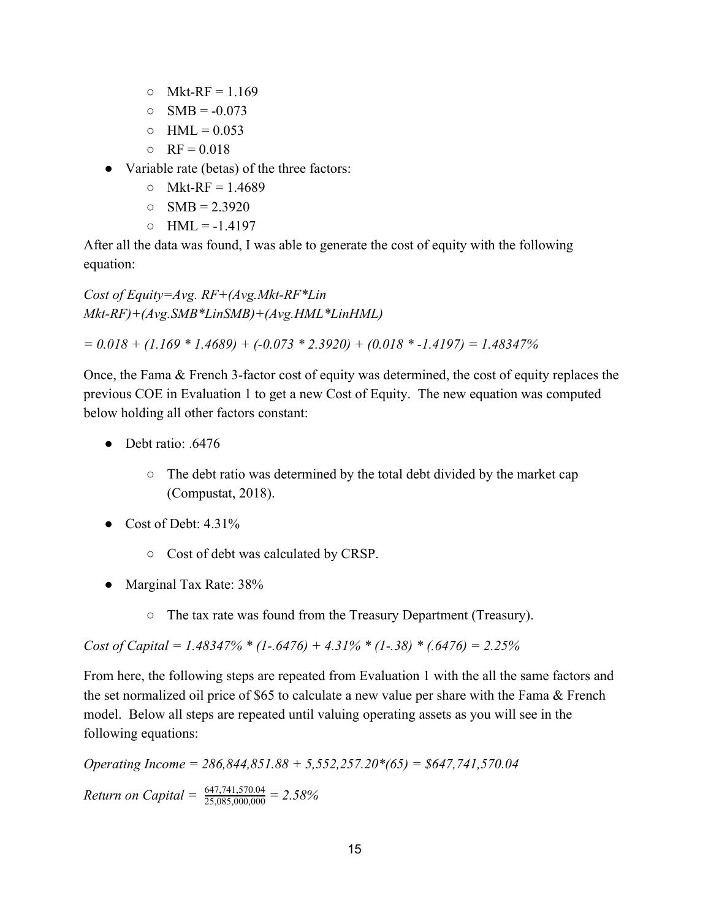- Mkt-RF = 1.169
  - SMB = -0.073
  - HML = 0.053
  - RF = 0.018
- Variable rate (betas) of the three factors:
  - Mkt-RF = 1.4689
  - SMB = 2.3920
  - HML = -1.4197

After all the data was found, I was able to generate the cost of equity with the following equation:

*Cost of Equity=Avg. RF+(Avg.Mkt-RF*Lin Mkt-RF)+(Avg.SMB*LinSMB)+(Avg.HML*LinHML)*

*= 0.018 + (1.169 * 1.4689) + (-0.073 * 2.3920) + (0.018 * -1.4197) = 1.48347%*

Once, the Fama & French 3-factor cost of equity was determined, the cost of equity replaces the previous COE in Evaluation 1 to get a new Cost of Equity. The new equation was computed below holding all other factors constant:

- Debt ratio: .6476
  - The debt ratio was determined by the total debt divided by the market cap (Compustat, 2018).
- Cost of Debt: 4.31%
  - Cost of debt was calculated by CRSP.
- Marginal Tax Rate: 38%
  - The tax rate was found from the Treasury Department (Treasury).

*Cost of Capital = 1.48347% * (1-.6476) + 4.31% * (1-.38) * (.6476) = 2.25%*

From here, the following steps are repeated from Evaluation 1 with the all the same factors and the set normalized oil price of $65 to calculate a new value per share with the Fama & French model. Below all steps are repeated until valuing operating assets as you will see in the following equations:

*Operating Income = 286,844,851.88 + 5,552,257.20*(65) = $647,741,570.04*

*Return on Capital =* $\frac{647{,}741{,}570.04}{25{,}085{,}000{,}000}$ *= 2.58%*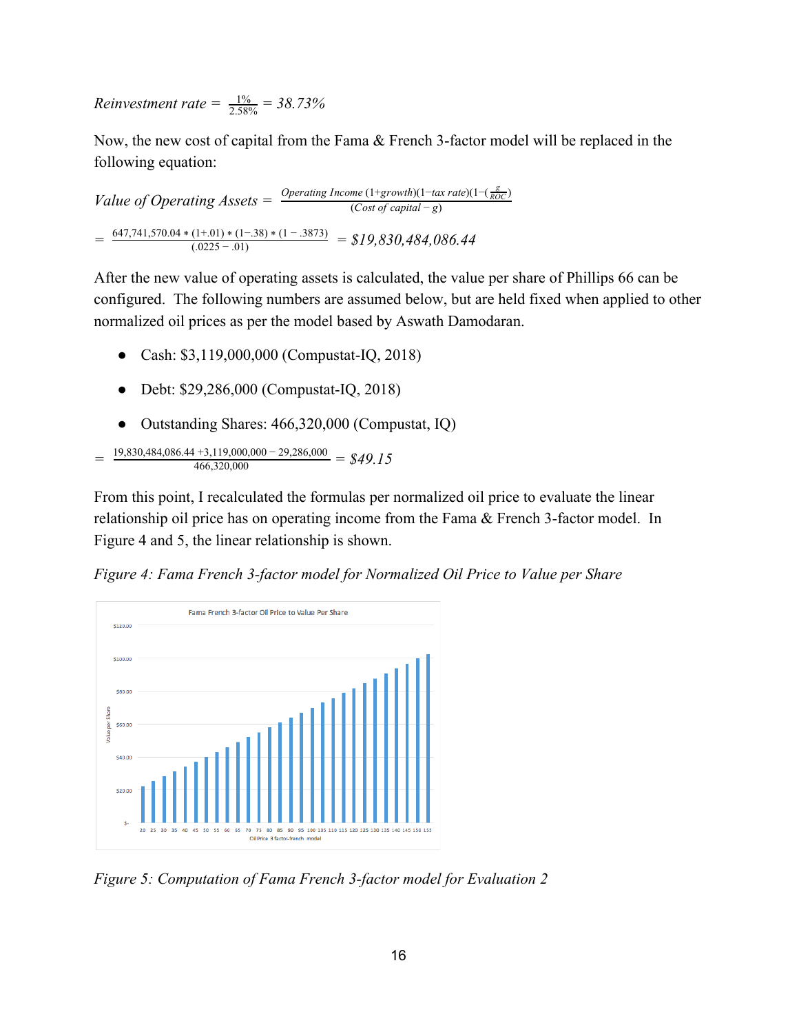$$Reinvestment\ rate = \frac{1\%}{2.58\%} = 38.73\%$$

Now, the new cost of capital from the Fama & French 3-factor model will be replaced in the following equation:

$$Value\ of\ Operating\ Assets = \frac{Operating\ Income\ (1{+}growth)(1{-}tax\ rate)(1{-}(\frac{g}{ROC}))}{(Cost\ of\ capital - g)}$$

$$= \frac{647{,}741{,}570.04 * (1{+}.01) * (1{-}.38) * (1 - .3873)}{(.0225 - .01)} = \$19{,}830{,}484{,}086.44$$

After the new value of operating assets is calculated, the value per share of Phillips 66 can be configured. The following numbers are assumed below, but are held fixed when applied to other normalized oil prices as per the model based by Aswath Damodaran.

- Cash: $3,119,000,000 (Compustat-IQ, 2018)
- Debt: $29,286,000 (Compustat-IQ, 2018)
- Outstanding Shares: 466,320,000 (Compustat, IQ)

$$= \frac{19{,}830{,}484{,}086.44 + 3{,}119{,}000{,}000 - 29{,}286{,}000}{466{,}320{,}000} = \$49.15$$

From this point, I recalculated the formulas per normalized oil price to evaluate the linear relationship oil price has on operating income from the Fama & French 3-factor model. In Figure 4 and 5, the linear relationship is shown.

*Figure 4: Fama French 3-factor model for Normalized Oil Price to Value per Share*

*Figure 5: Computation of Fama French 3-factor model for Evaluation 2*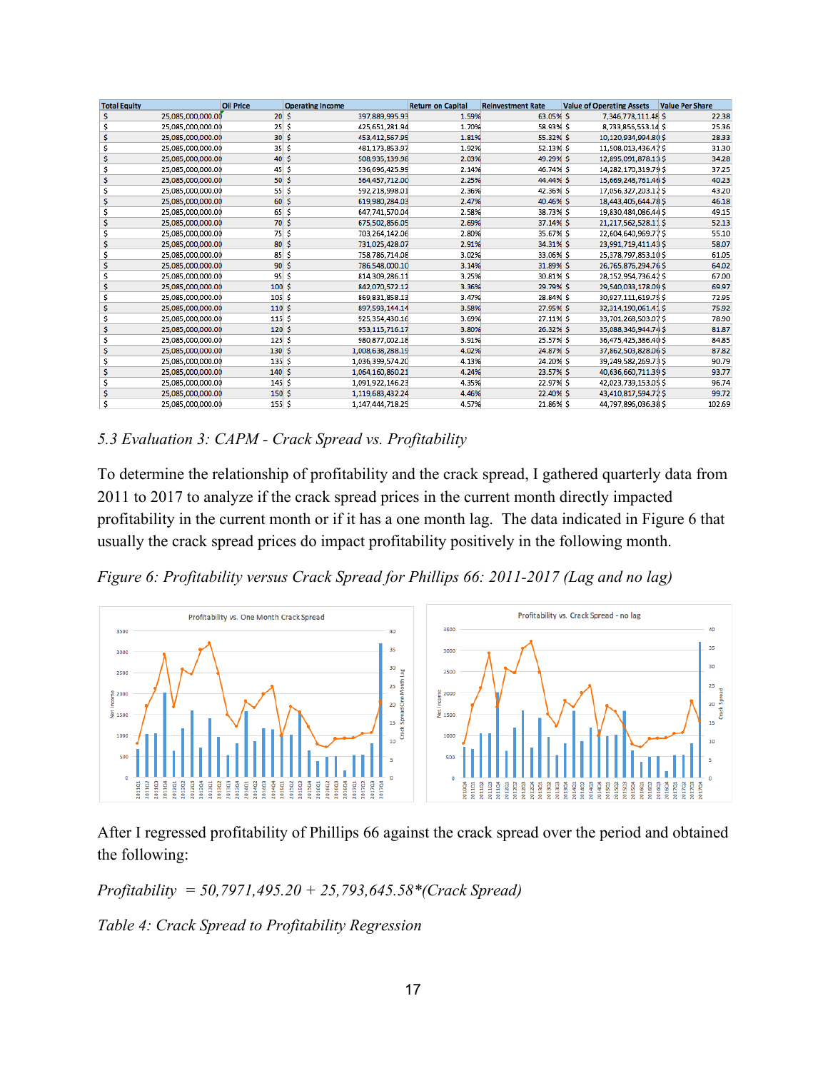| Total Equity | Oil Price | Operating Income | Return on Capital | Reinvestment Rate | Value of Operating Assets | Value Per Share |
|---|---|---|---|---|---|---|
| $ 25,085,000,000.00 | 20 | $ 397,889,995.93 | 1.59% | 63.05% | $ 7,346,778,111.48 | $ 22.38 |
| $ 25,085,000,000.00 | 25 | $ 425,651,281.94 | 1.70% | 58.93% | $ 8,733,856,553.14 | $ 25.36 |
| $ 25,085,000,000.00 | 30 | $ 453,412,567.95 | 1.81% | 55.32% | $ 10,120,934,994.80 | $ 28.33 |
| $ 25,085,000,000.00 | 35 | $ 481,173,853.97 | 1.92% | 52.13% | $ 11,508,013,436.47 | $ 31.30 |
| $ 25,085,000,000.00 | 40 | $ 508,935,139.98 | 2.03% | 49.29% | $ 12,895,091,878.13 | $ 34.28 |
| $ 25,085,000,000.00 | 45 | $ 536,696,425.99 | 2.14% | 46.74% | $ 14,282,170,319.79 | $ 37.25 |
| $ 25,085,000,000.00 | 50 | $ 564,457,712.00 | 2.25% | 44.44% | $ 15,669,248,761.46 | $ 40.23 |
| $ 25,085,000,000.00 | 55 | $ 592,218,998.01 | 2.36% | 42.36% | $ 17,056,327,203.12 | $ 43.20 |
| $ 25,085,000,000.00 | 60 | $ 619,980,284.03 | 2.47% | 40.46% | $ 18,443,405,644.78 | $ 46.18 |
| $ 25,085,000,000.00 | 65 | $ 647,741,570.04 | 2.58% | 38.73% | $ 19,830,484,086.44 | $ 49.15 |
| $ 25,085,000,000.00 | 70 | $ 675,502,856.05 | 2.69% | 37.14% | $ 21,217,562,528.11 | $ 52.13 |
| $ 25,085,000,000.00 | 75 | $ 703,264,142.06 | 2.80% | 35.67% | $ 22,604,640,969.77 | $ 55.10 |
| $ 25,085,000,000.00 | 80 | $ 731,025,428.07 | 2.91% | 34.31% | $ 23,991,719,411.43 | $ 58.07 |
| $ 25,085,000,000.00 | 85 | $ 758,786,714.08 | 3.02% | 33.06% | $ 25,378,797,853.10 | $ 61.05 |
| $ 25,085,000,000.00 | 90 | $ 786,548,000.10 | 3.14% | 31.89% | $ 26,765,876,294.76 | $ 64.02 |
| $ 25,085,000,000.00 | 95 | $ 814,309,286.11 | 3.25% | 30.81% | $ 28,152,954,736.42 | $ 67.00 |
| $ 25,085,000,000.00 | 100 | $ 842,070,572.12 | 3.36% | 29.79% | $ 29,540,033,178.09 | $ 69.97 |
| $ 25,085,000,000.00 | 105 | $ 869,831,858.13 | 3.47% | 28.84% | $ 30,927,111,619.75 | $ 72.95 |
| $ 25,085,000,000.00 | 110 | $ 897,593,144.14 | 3.58% | 27.95% | $ 32,314,190,061.41 | $ 75.92 |
| $ 25,085,000,000.00 | 115 | $ 925,354,430.16 | 3.69% | 27.11% | $ 33,701,268,503.07 | $ 78.90 |
| $ 25,085,000,000.00 | 120 | $ 953,115,716.17 | 3.80% | 26.32% | $ 35,088,346,944.74 | $ 81.87 |
| $ 25,085,000,000.00 | 125 | $ 980,877,002.18 | 3.91% | 25.57% | $ 36,475,425,386.40 | $ 84.85 |
| $ 25,085,000,000.00 | 130 | $ 1,008,638,288.19 | 4.02% | 24.87% | $ 37,862,503,828.06 | $ 87.82 |
| $ 25,085,000,000.00 | 135 | $ 1,036,399,574.20 | 4.13% | 24.20% | $ 39,249,582,269.73 | $ 90.79 |
| $ 25,085,000,000.00 | 140 | $ 1,064,160,860.21 | 4.24% | 23.57% | $ 40,636,660,711.39 | $ 93.77 |
| $ 25,085,000,000.00 | 145 | $ 1,091,922,146.23 | 4.35% | 22.97% | $ 42,023,739,153.05 | $ 96.74 |
| $ 25,085,000,000.00 | 150 | $ 1,119,683,432.24 | 4.46% | 22.40% | $ 43,410,817,594.72 | $ 99.72 |
| $ 25,085,000,000.00 | 155 | $ 1,147,444,718.25 | 4.57% | 21.86% | $ 44,797,896,036.38 | $ 102.69 |

*5.3 Evaluation 3: CAPM - Crack Spread vs. Profitability*

To determine the relationship of profitability and the crack spread, I gathered quarterly data from 2011 to 2017 to analyze if the crack spread prices in the current month directly impacted profitability in the current month or if it has a one month lag. The data indicated in Figure 6 that usually the crack spread prices do impact profitability positively in the following month.

*Figure 6: Profitability versus Crack Spread for Phillips 66: 2011-2017 (Lag and no lag)*

After I regressed profitability of Phillips 66 against the crack spread over the period and obtained the following:

*Profitability = 50,7971,495.20 + 25,793,645.58\*(Crack Spread)*

*Table 4: Crack Spread to Profitability Regression*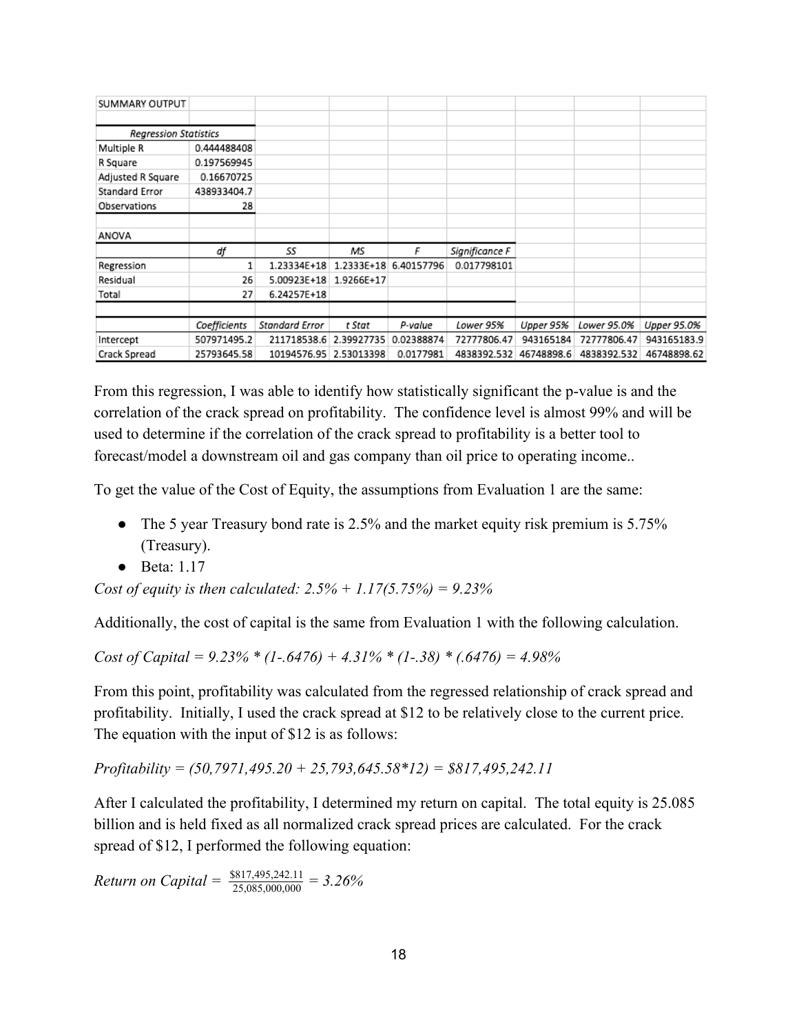| SUMMARY OUTPUT | | | | | | | | |
|---|---|---|---|---|---|---|---|---|
| | | | | | | | | |
| *Regression Statistics* | | | | | | | | |
| Multiple R | 0.444488408 | | | | | | | |
| R Square | 0.197569945 | | | | | | | |
| Adjusted R Square | 0.16670725 | | | | | | | |
| Standard Error | 438933404.7 | | | | | | | |
| Observations | 28 | | | | | | | |
| | | | | | | | | |
| ANOVA | | | | | | | | |
| | *df* | *SS* | *MS* | *F* | *Significance F* | | | |
| Regression | 1 | 1.23334E+18 | 1.2333E+18 | 6.40157796 | 0.017798101 | | | |
| Residual | 26 | 5.00923E+18 | 1.9266E+17 | | | | | |
| Total | 27 | 6.24257E+18 | | | | | | |
| | | | | | | | | |
| | *Coefficients* | *Standard Error* | *t Stat* | *P-value* | *Lower 95%* | *Upper 95%* | *Lower 95.0%* | *Upper 95.0%* |
| Intercept | 507971495.2 | 211718538.6 | 2.39927735 | 0.02388874 | 72777806.47 | 943165184 | 72777806.47 | 943165183.9 |
| Crack Spread | 25793645.58 | 10194576.95 | 2.53013398 | 0.0177981 | 4838392.532 | 46748898.6 | 4838392.532 | 46748898.62 |

From this regression, I was able to identify how statistically significant the p-value is and the correlation of the crack spread on profitability. The confidence level is almost 99% and will be used to determine if the correlation of the crack spread to profitability is a better tool to forecast/model a downstream oil and gas company than oil price to operating income..

To get the value of the Cost of Equity, the assumptions from Evaluation 1 are the same:

- The 5 year Treasury bond rate is 2.5% and the market equity risk premium is 5.75% (Treasury).
- Beta: 1.17

*Cost of equity is then calculated: 2.5% + 1.17(5.75%) = 9.23%*

Additionally, the cost of capital is the same from Evaluation 1 with the following calculation.

*Cost of Capital = 9.23% * (1-.6476) + 4.31% * (1-.38) * (.6476) = 4.98%*

From this point, profitability was calculated from the regressed relationship of crack spread and profitability. Initially, I used the crack spread at $12 to be relatively close to the current price. The equation with the input of $12 is as follows:

*Profitability = (50,7971,495.20 + 25,793,645.58*12) = $817,495,242.11*

After I calculated the profitability, I determined my return on capital. The total equity is 25.085 billion and is held fixed as all normalized crack spread prices are calculated. For the crack spread of $12, I performed the following equation:

*Return on Capital =* $\frac{\$817{,}495{,}242.11}{25{,}085{,}000{,}000}$ *= 3.26%*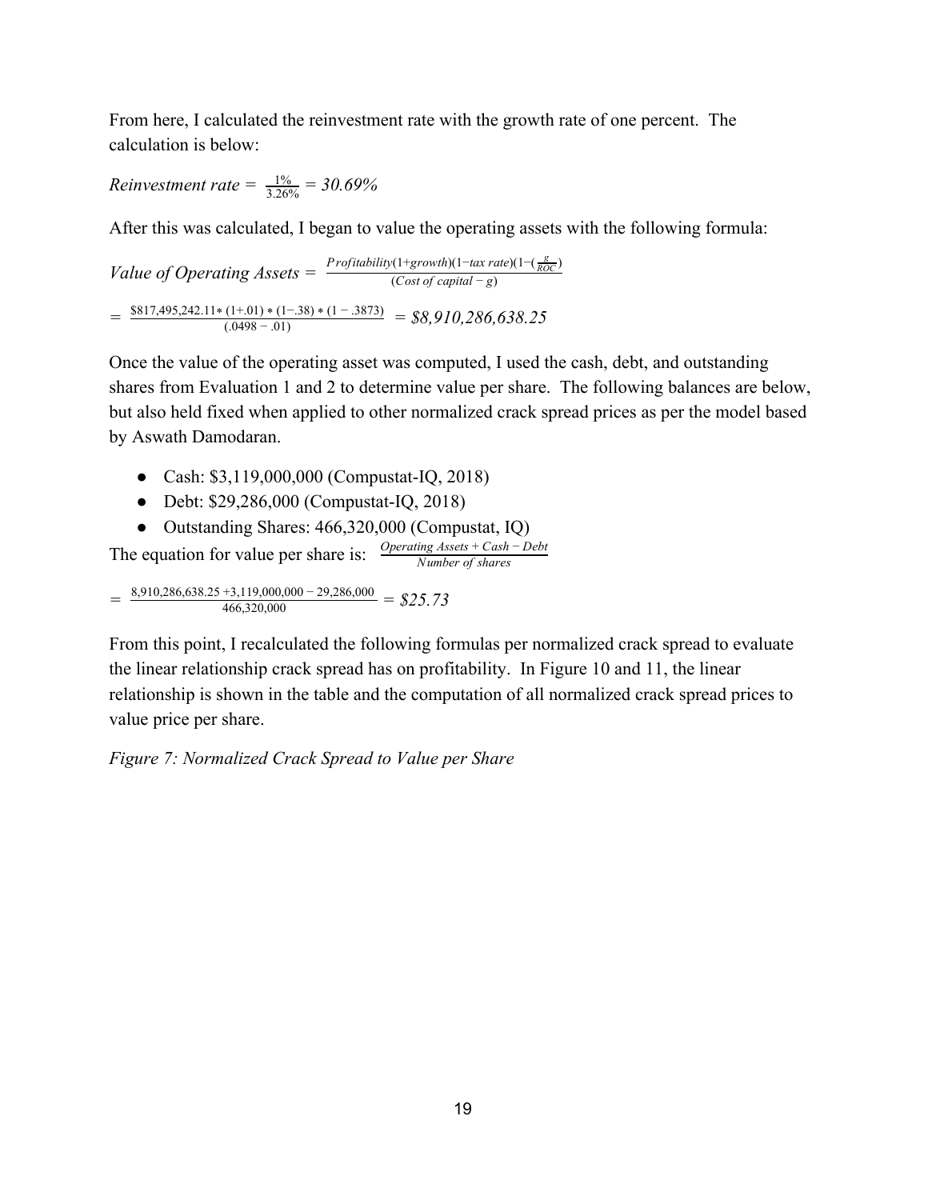From here, I calculated the reinvestment rate with the growth rate of one percent. The calculation is below:

$$\textit{Reinvestment rate} = \frac{1\%}{3.26\%} = 30.69\%$$

After this was calculated, I began to value the operating assets with the following formula:

$$\textit{Value of Operating Assets} = \frac{Profitability(1+growth)(1-tax\ rate)(1-(\frac{g}{ROC}))}{(Cost\ of\ capital - g)}$$

$$= \frac{\$817,495,242.11 * (1+.01) * (1-.38) * (1-.3873)}{(.0498 - .01)} = \$8,910,286,638.25$$

Once the value of the operating asset was computed, I used the cash, debt, and outstanding shares from Evaluation 1 and 2 to determine value per share. The following balances are below, but also held fixed when applied to other normalized crack spread prices as per the model based by Aswath Damodaran.

- Cash: $3,119,000,000 (Compustat-IQ, 2018)
- Debt: $29,286,000 (Compustat-IQ, 2018)
- Outstanding Shares: 466,320,000 (Compustat, IQ)

The equation for value per share is: $\frac{Operating\ Assets + Cash - Debt}{Number\ of\ shares}$

$$= \frac{8,910,286,638.25 + 3,119,000,000 - 29,286,000}{466,320,000} = \$25.73$$

From this point, I recalculated the following formulas per normalized crack spread to evaluate the linear relationship crack spread has on profitability. In Figure 10 and 11, the linear relationship is shown in the table and the computation of all normalized crack spread prices to value price per share.

*Figure 7: Normalized Crack Spread to Value per Share*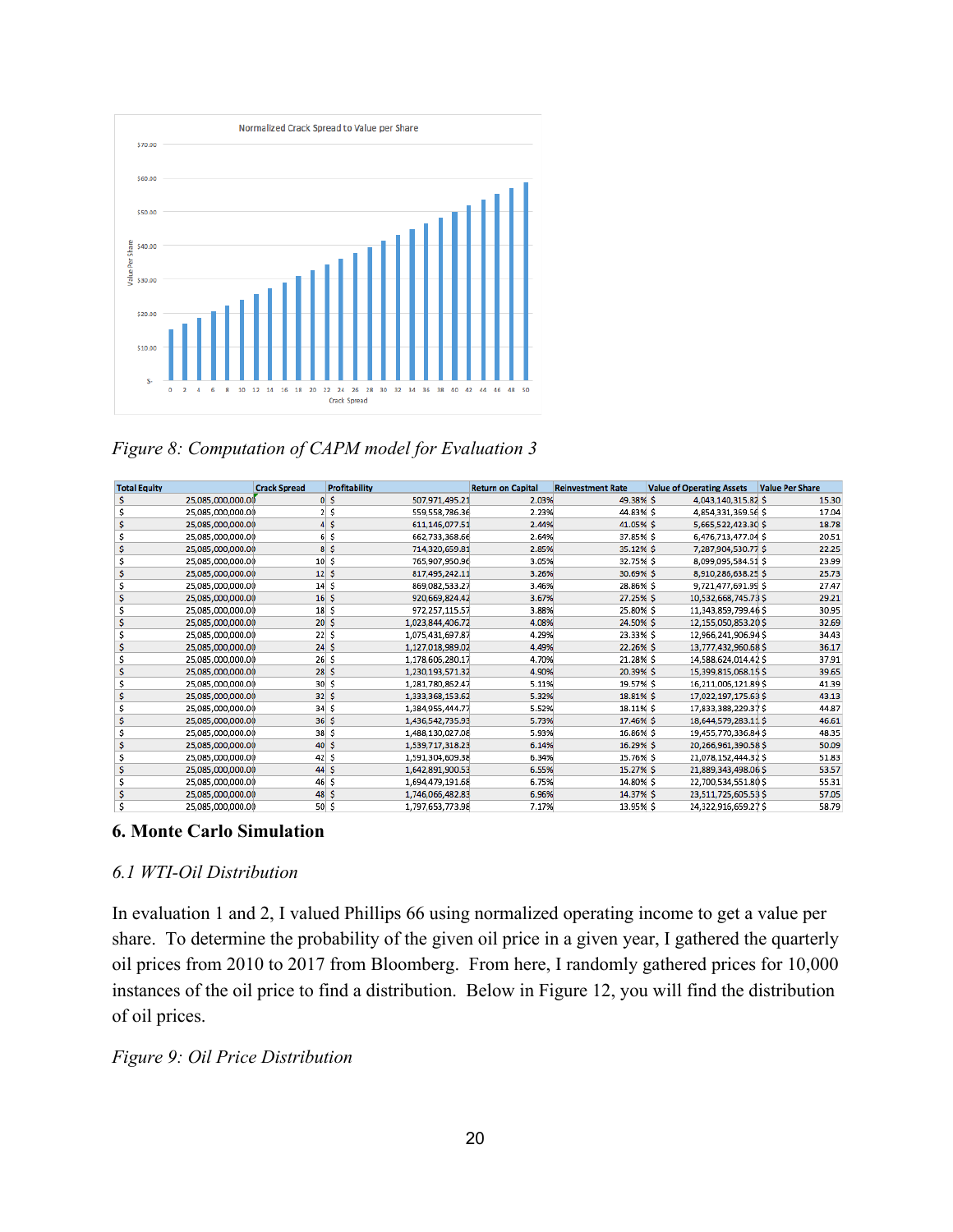Figure 8: *Computation of CAPM model for Evaluation 3*

| Total Equity | Crack Spread | Profitability | Return on Capital | Reinvestment Rate | Value of Operating Assets | Value Per Share |
|---|---|---|---|---|---|---|
| $ 25,085,000,000.00 | 0 | $ 507,971,495.21 | 2.03% | 49.38% | $ 4,043,140,315.82 | $ 15.30 |
| $ 25,085,000,000.00 | 2 | $ 559,558,786.36 | 2.23% | 44.83% | $ 4,854,331,369.56 | $ 17.04 |
| $ 25,085,000,000.00 | 4 | $ 611,146,077.51 | 2.44% | 41.05% | $ 5,665,522,423.30 | $ 18.78 |
| $ 25,085,000,000.00 | 6 | $ 662,733,368.66 | 2.64% | 37.85% | $ 6,476,713,477.04 | $ 20.51 |
| $ 25,085,000,000.00 | 8 | $ 714,320,659.81 | 2.85% | 35.12% | $ 7,287,904,530.77 | $ 22.25 |
| $ 25,085,000,000.00 | 10 | $ 765,907,950.96 | 3.05% | 32.75% | $ 8,099,095,584.51 | $ 23.99 |
| $ 25,085,000,000.00 | 12 | $ 817,495,242.11 | 3.26% | 30.69% | $ 8,910,286,638.25 | $ 25.73 |
| $ 25,085,000,000.00 | 14 | $ 869,082,533.27 | 3.46% | 28.86% | $ 9,721,477,691.99 | $ 27.47 |
| $ 25,085,000,000.00 | 16 | $ 920,669,824.42 | 3.67% | 27.25% | $ 10,532,668,745.73 | $ 29.21 |
| $ 25,085,000,000.00 | 18 | $ 972,257,115.57 | 3.88% | 25.80% | $ 11,343,859,799.46 | $ 30.95 |
| $ 25,085,000,000.00 | 20 | $ 1,023,844,406.72 | 4.08% | 24.50% | $ 12,155,050,853.20 | $ 32.69 |
| $ 25,085,000,000.00 | 22 | $ 1,075,431,697.87 | 4.29% | 23.33% | $ 12,966,241,906.94 | $ 34.43 |
| $ 25,085,000,000.00 | 24 | $ 1,127,018,989.02 | 4.49% | 22.26% | $ 13,777,432,960.68 | $ 36.17 |
| $ 25,085,000,000.00 | 26 | $ 1,178,606,280.17 | 4.70% | 21.28% | $ 14,588,624,014.42 | $ 37.91 |
| $ 25,085,000,000.00 | 28 | $ 1,230,193,571.32 | 4.90% | 20.39% | $ 15,399,815,068.15 | $ 39.65 |
| $ 25,085,000,000.00 | 30 | $ 1,281,780,862.47 | 5.11% | 19.57% | $ 16,211,006,121.89 | $ 41.39 |
| $ 25,085,000,000.00 | 32 | $ 1,333,368,153.62 | 5.32% | 18.81% | $ 17,022,197,175.63 | $ 43.13 |
| $ 25,085,000,000.00 | 34 | $ 1,384,955,444.77 | 5.52% | 18.11% | $ 17,833,388,229.37 | $ 44.87 |
| $ 25,085,000,000.00 | 36 | $ 1,436,542,735.93 | 5.73% | 17.46% | $ 18,644,579,283.11 | $ 46.61 |
| $ 25,085,000,000.00 | 38 | $ 1,488,130,027.08 | 5.93% | 16.86% | $ 19,455,770,336.84 | $ 48.35 |
| $ 25,085,000,000.00 | 40 | $ 1,539,717,318.23 | 6.14% | 16.29% | $ 20,266,961,390.58 | $ 50.09 |
| $ 25,085,000,000.00 | 42 | $ 1,591,304,609.38 | 6.34% | 15.76% | $ 21,078,152,444.32 | $ 51.83 |
| $ 25,085,000,000.00 | 44 | $ 1,642,891,900.53 | 6.55% | 15.27% | $ 21,889,343,498.06 | $ 53.57 |
| $ 25,085,000,000.00 | 46 | $ 1,694,479,191.68 | 6.75% | 14.80% | $ 22,700,534,551.80 | $ 55.31 |
| $ 25,085,000,000.00 | 48 | $ 1,746,066,482.83 | 6.96% | 14.37% | $ 23,511,725,605.53 | $ 57.05 |
| $ 25,085,000,000.00 | 50 | $ 1,797,653,773.98 | 7.17% | 13.95% | $ 24,322,916,659.27 | $ 58.79 |

## 6. Monte Carlo Simulation

### *6.1 WTI-Oil Distribution*

In evaluation 1 and 2, I valued Phillips 66 using normalized operating income to get a value per share. To determine the probability of the given oil price in a given year, I gathered the quarterly oil prices from 2010 to 2017 from Bloomberg. From here, I randomly gathered prices for 10,000 instances of the oil price to find a distribution. Below in Figure 12, you will find the distribution of oil prices.

*Figure 9: Oil Price Distribution*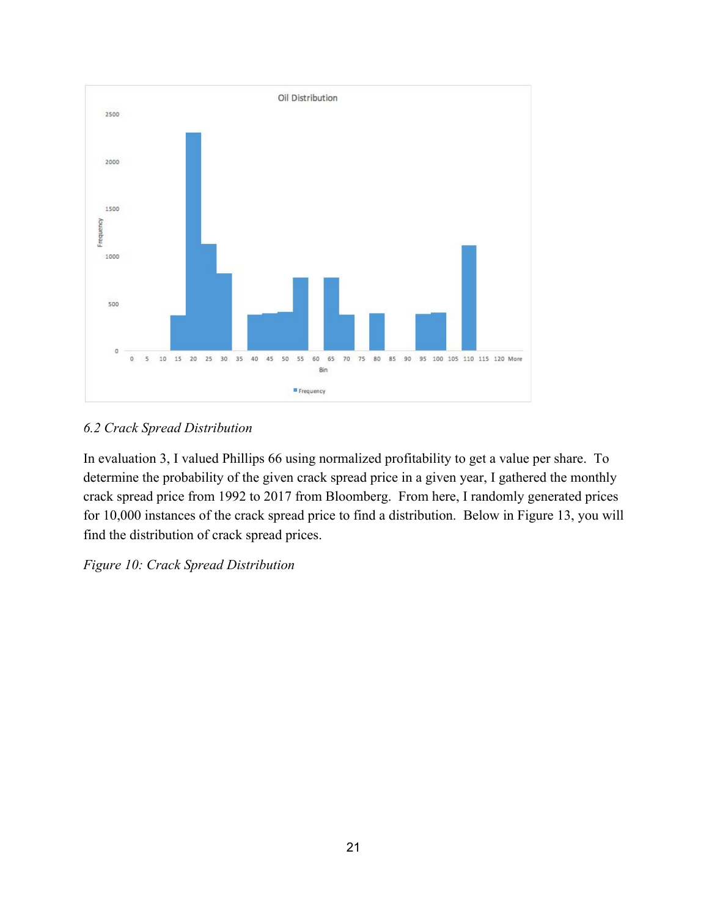### *6.2 Crack Spread Distribution*

In evaluation 3, I valued Phillips 66 using normalized profitability to get a value per share. To determine the probability of the given crack spread price in a given year, I gathered the monthly crack spread price from 1992 to 2017 from Bloomberg. From here, I randomly generated prices for 10,000 instances of the crack spread price to find a distribution. Below in Figure 13, you will find the distribution of crack spread prices.

*Figure 10: Crack Spread Distribution*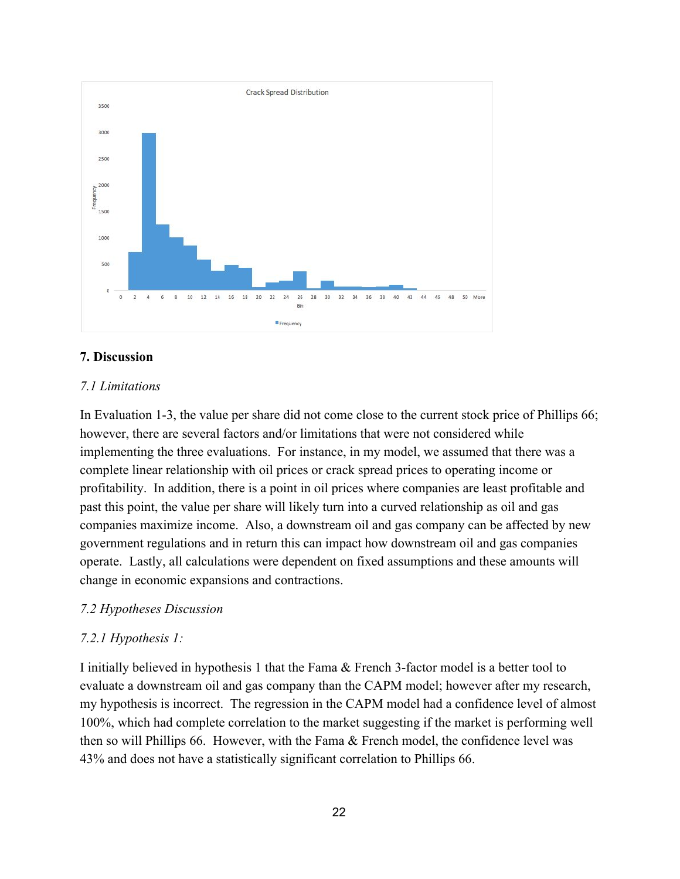## 7. Discussion

### *7.1 Limitations*

In Evaluation 1-3, the value per share did not come close to the current stock price of Phillips 66; however, there are several factors and/or limitations that were not considered while implementing the three evaluations. For instance, in my model, we assumed that there was a complete linear relationship with oil prices or crack spread prices to operating income or profitability. In addition, there is a point in oil prices where companies are least profitable and past this point, the value per share will likely turn into a curved relationship as oil and gas companies maximize income. Also, a downstream oil and gas company can be affected by new government regulations and in return this can impact how downstream oil and gas companies operate. Lastly, all calculations were dependent on fixed assumptions and these amounts will change in economic expansions and contractions.

### *7.2 Hypotheses Discussion*

#### *7.2.1 Hypothesis 1:*

I initially believed in hypothesis 1 that the Fama & French 3-factor model is a better tool to evaluate a downstream oil and gas company than the CAPM model; however after my research, my hypothesis is incorrect. The regression in the CAPM model had a confidence level of almost 100%, which had complete correlation to the market suggesting if the market is performing well then so will Phillips 66. However, with the Fama & French model, the confidence level was 43% and does not have a statistically significant correlation to Phillips 66.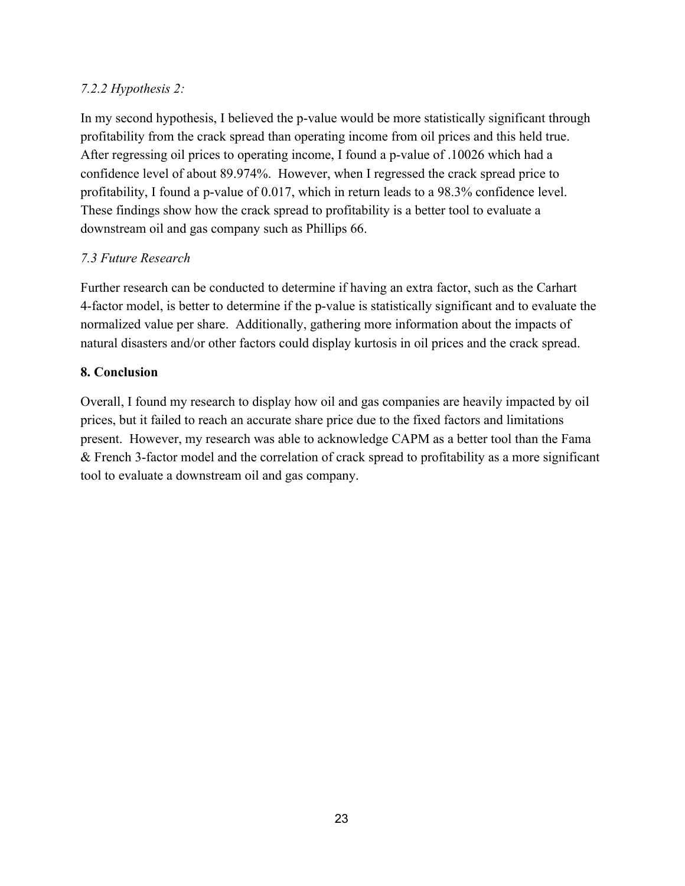### *7.2.2 Hypothesis 2:*

In my second hypothesis, I believed the p-value would be more statistically significant through profitability from the crack spread than operating income from oil prices and this held true. After regressing oil prices to operating income, I found a p-value of .10026 which had a confidence level of about 89.974%. However, when I regressed the crack spread price to profitability, I found a p-value of 0.017, which in return leads to a 98.3% confidence level. These findings show how the crack spread to profitability is a better tool to evaluate a downstream oil and gas company such as Phillips 66.

### *7.3 Future Research*

Further research can be conducted to determine if having an extra factor, such as the Carhart 4-factor model, is better to determine if the p-value is statistically significant and to evaluate the normalized value per share. Additionally, gathering more information about the impacts of natural disasters and/or other factors could display kurtosis in oil prices and the crack spread.

## 8. Conclusion

Overall, I found my research to display how oil and gas companies are heavily impacted by oil prices, but it failed to reach an accurate share price due to the fixed factors and limitations present. However, my research was able to acknowledge CAPM as a better tool than the Fama & French 3-factor model and the correlation of crack spread to profitability as a more significant tool to evaluate a downstream oil and gas company.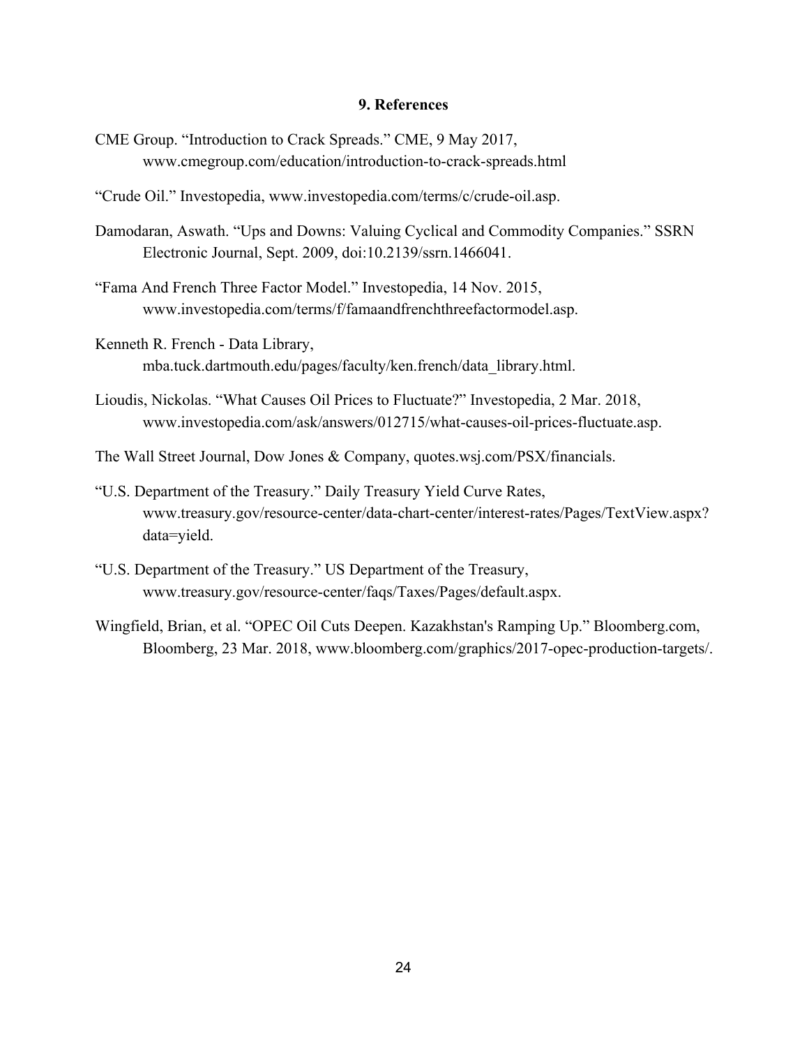## 9. References

CME Group. “Introduction to Crack Spreads.” CME, 9 May 2017, www.cmegroup.com/education/introduction-to-crack-spreads.html

“Crude Oil.” Investopedia, www.investopedia.com/terms/c/crude-oil.asp.

Damodaran, Aswath. “Ups and Downs: Valuing Cyclical and Commodity Companies.” SSRN Electronic Journal, Sept. 2009, doi:10.2139/ssrn.1466041.

“Fama And French Three Factor Model.” Investopedia, 14 Nov. 2015, www.investopedia.com/terms/f/famaandfrenchthreefactormodel.asp.

Kenneth R. French - Data Library, mba.tuck.dartmouth.edu/pages/faculty/ken.french/data_library.html.

Lioudis, Nickolas. “What Causes Oil Prices to Fluctuate?” Investopedia, 2 Mar. 2018, www.investopedia.com/ask/answers/012715/what-causes-oil-prices-fluctuate.asp.

The Wall Street Journal, Dow Jones & Company, quotes.wsj.com/PSX/financials.

“U.S. Department of the Treasury.” Daily Treasury Yield Curve Rates, www.treasury.gov/resource-center/data-chart-center/interest-rates/Pages/TextView.aspx?data=yield.

“U.S. Department of the Treasury.” US Department of the Treasury, www.treasury.gov/resource-center/faqs/Taxes/Pages/default.aspx.

Wingfield, Brian, et al. “OPEC Oil Cuts Deepen. Kazakhstan's Ramping Up.” Bloomberg.com, Bloomberg, 23 Mar. 2018, www.bloomberg.com/graphics/2017-opec-production-targets/.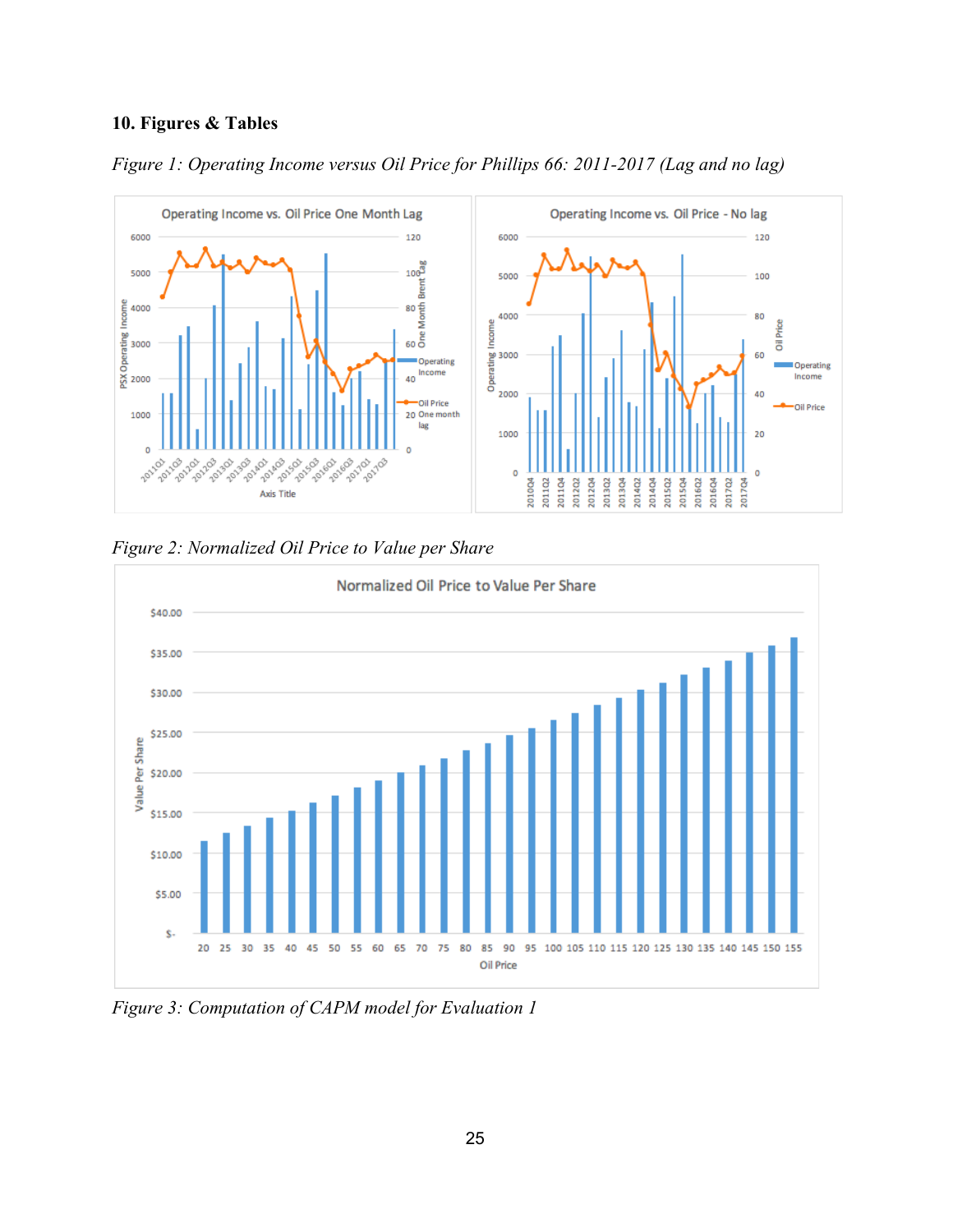## 10. Figures & Tables

*Figure 1: Operating Income versus Oil Price for Phillips 66: 2011-2017 (Lag and no lag)*

*Figure 2: Normalized Oil Price to Value per Share*

*Figure 3: Computation of CAPM model for Evaluation 1*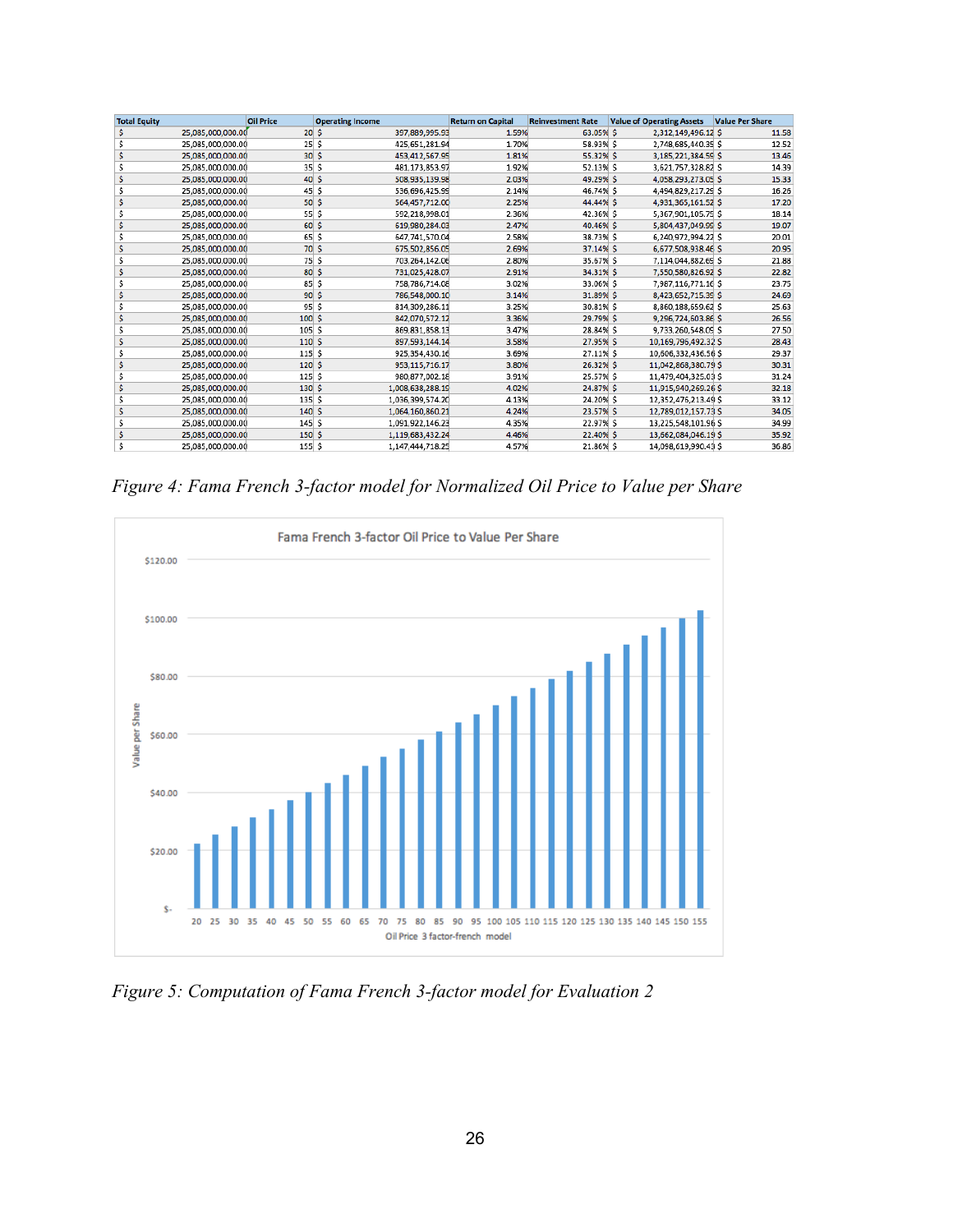| Total Equity | Oil Price | Operating Income | Return on Capital | Reinvestment Rate | Value of Operating Assets | Value Per Share |
|---|---|---|---|---|---|---|
| $ 25,085,000,000.00 | 20 | $ 397,889,995.93 | 1.59% | 63.05% | $ 2,312,149,496.12 | $ 11.58 |
| $ 25,085,000,000.00 | 25 | $ 425,651,281.94 | 1.70% | 58.93% | $ 2,748,685,440.35 | $ 12.52 |
| $ 25,085,000,000.00 | 30 | $ 453,412,567.95 | 1.81% | 55.32% | $ 3,185,221,384.59 | $ 13.46 |
| $ 25,085,000,000.00 | 35 | $ 481,173,853.97 | 1.92% | 52.13% | $ 3,621,757,328.82 | $ 14.39 |
| $ 25,085,000,000.00 | 40 | $ 508,935,139.98 | 2.03% | 49.29% | $ 4,058,293,273.05 | $ 15.33 |
| $ 25,085,000,000.00 | 45 | $ 536,696,425.99 | 2.14% | 46.74% | $ 4,494,829,217.29 | $ 16.26 |
| $ 25,085,000,000.00 | 50 | $ 564,457,712.00 | 2.25% | 44.44% | $ 4,931,365,161.52 | $ 17.20 |
| $ 25,085,000,000.00 | 55 | $ 592,218,998.01 | 2.36% | 42.36% | $ 5,367,901,105.75 | $ 18.14 |
| $ 25,085,000,000.00 | 60 | $ 619,980,284.03 | 2.47% | 40.46% | $ 5,804,437,049.99 | $ 19.07 |
| $ 25,085,000,000.00 | 65 | $ 647,741,570.04 | 2.58% | 38.73% | $ 6,240,972,994.22 | $ 20.01 |
| $ 25,085,000,000.00 | 70 | $ 675,502,856.05 | 2.69% | 37.14% | $ 6,677,508,938.46 | $ 20.95 |
| $ 25,085,000,000.00 | 75 | $ 703,264,142.06 | 2.80% | 35.67% | $ 7,114,044,882.69 | $ 21.88 |
| $ 25,085,000,000.00 | 80 | $ 731,025,428.07 | 2.91% | 34.31% | $ 7,550,580,826.92 | $ 22.82 |
| $ 25,085,000,000.00 | 85 | $ 758,786,714.08 | 3.02% | 33.06% | $ 7,987,116,771.16 | $ 23.75 |
| $ 25,085,000,000.00 | 90 | $ 786,548,000.10 | 3.14% | 31.89% | $ 8,423,652,715.39 | $ 24.69 |
| $ 25,085,000,000.00 | 95 | $ 814,309,286.11 | 3.25% | 30.81% | $ 8,860,188,659.62 | $ 25.63 |
| $ 25,085,000,000.00 | 100 | $ 842,070,572.12 | 3.36% | 29.79% | $ 9,296,724,603.86 | $ 26.56 |
| $ 25,085,000,000.00 | 105 | $ 869,831,858.13 | 3.47% | 28.84% | $ 9,733,260,548.09 | $ 27.50 |
| $ 25,085,000,000.00 | 110 | $ 897,593,144.14 | 3.58% | 27.95% | $ 10,169,796,492.32 | $ 28.43 |
| $ 25,085,000,000.00 | 115 | $ 925,354,430.16 | 3.69% | 27.11% | $ 10,606,332,436.56 | $ 29.37 |
| $ 25,085,000,000.00 | 120 | $ 953,115,716.17 | 3.80% | 26.32% | $ 11,042,868,380.79 | $ 30.31 |
| $ 25,085,000,000.00 | 125 | $ 980,877,002.18 | 3.91% | 25.57% | $ 11,479,404,325.03 | $ 31.24 |
| $ 25,085,000,000.00 | 130 | $ 1,008,638,288.19 | 4.02% | 24.87% | $ 11,915,940,269.26 | $ 32.18 |
| $ 25,085,000,000.00 | 135 | $ 1,036,399,574.20 | 4.13% | 24.20% | $ 12,352,476,213.49 | $ 33.12 |
| $ 25,085,000,000.00 | 140 | $ 1,064,160,860.21 | 4.24% | 23.57% | $ 12,789,012,157.73 | $ 34.05 |
| $ 25,085,000,000.00 | 145 | $ 1,091,922,146.23 | 4.35% | 22.97% | $ 13,225,548,101.96 | $ 34.99 |
| $ 25,085,000,000.00 | 150 | $ 1,119,683,432.24 | 4.46% | 22.40% | $ 13,662,084,046.19 | $ 35.92 |
| $ 25,085,000,000.00 | 155 | $ 1,147,444,718.25 | 4.57% | 21.86% | $ 14,098,619,990.43 | $ 36.86 |

*Figure 4: Fama French 3-factor model for Normalized Oil Price to Value per Share*

*Figure 5: Computation of Fama French 3-factor model for Evaluation 2*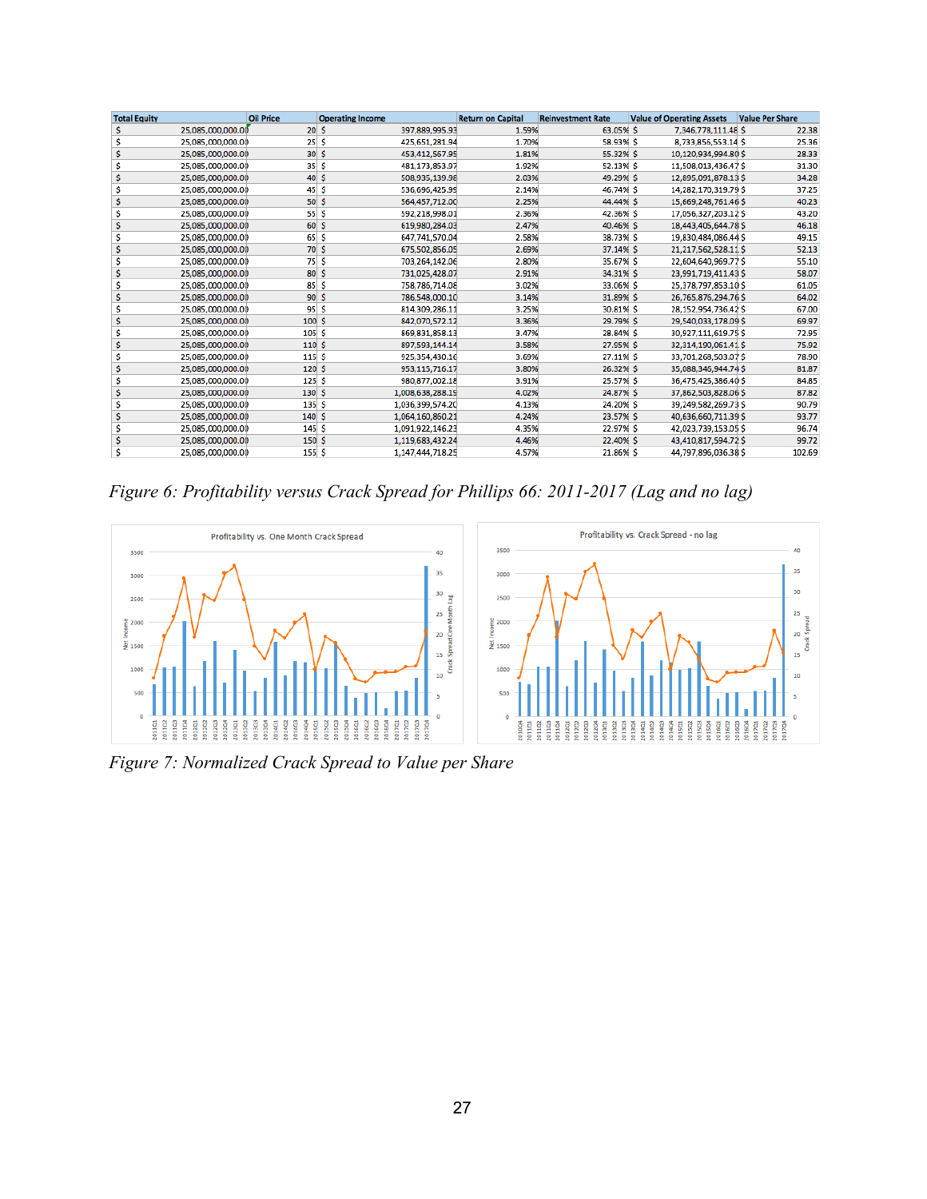| Total Equity | Oil Price | Operating Income | Return on Capital | Reinvestment Rate | Value of Operating Assets | Value Per Share |
|---|---|---|---|---|---|---|
| $ 25,085,000,000.00 | 20 | $ 397,889,995.93 | 1.59% | 63.05% | $ 7,346,778,111.48 | $ 22.38 |
| $ 25,085,000,000.00 | 25 | $ 425,651,281.94 | 1.70% | 58.93% | $ 8,733,856,553.14 | $ 25.36 |
| $ 25,085,000,000.00 | 30 | $ 453,412,567.95 | 1.81% | 55.32% | $ 10,120,934,994.80 | $ 28.33 |
| $ 25,085,000,000.00 | 35 | $ 481,173,853.97 | 1.92% | 52.13% | $ 11,508,013,436.47 | $ 31.30 |
| $ 25,085,000,000.00 | 40 | $ 508,935,139.98 | 2.03% | 49.29% | $ 12,895,091,878.13 | $ 34.28 |
| $ 25,085,000,000.00 | 45 | $ 536,696,425.99 | 2.14% | 46.74% | $ 14,282,170,319.79 | $ 37.25 |
| $ 25,085,000,000.00 | 50 | $ 564,457,712.00 | 2.25% | 44.44% | $ 15,669,248,761.46 | $ 40.23 |
| $ 25,085,000,000.00 | 55 | $ 592,218,998.01 | 2.36% | 42.36% | $ 17,056,327,203.12 | $ 43.20 |
| $ 25,085,000,000.00 | 60 | $ 619,980,284.03 | 2.47% | 40.46% | $ 18,443,405,644.78 | $ 46.18 |
| $ 25,085,000,000.00 | 65 | $ 647,741,570.04 | 2.58% | 38.73% | $ 19,830,484,086.44 | $ 49.15 |
| $ 25,085,000,000.00 | 70 | $ 675,502,856.05 | 2.69% | 37.14% | $ 21,217,562,528.11 | $ 52.13 |
| $ 25,085,000,000.00 | 75 | $ 703,264,142.06 | 2.80% | 35.67% | $ 22,604,640,969.77 | $ 55.10 |
| $ 25,085,000,000.00 | 80 | $ 731,025,428.07 | 2.91% | 34.31% | $ 23,991,719,411.43 | $ 58.07 |
| $ 25,085,000,000.00 | 85 | $ 758,786,714.08 | 3.02% | 33.06% | $ 25,378,797,853.10 | $ 61.05 |
| $ 25,085,000,000.00 | 90 | $ 786,548,000.10 | 3.14% | 31.89% | $ 26,765,876,294.76 | $ 64.02 |
| $ 25,085,000,000.00 | 95 | $ 814,309,286.11 | 3.25% | 30.81% | $ 28,152,954,736.42 | $ 67.00 |
| $ 25,085,000,000.00 | 100 | $ 842,070,572.12 | 3.36% | 29.79% | $ 29,540,033,178.09 | $ 69.97 |
| $ 25,085,000,000.00 | 105 | $ 869,831,858.13 | 3.47% | 28.84% | $ 30,927,111,619.75 | $ 72.95 |
| $ 25,085,000,000.00 | 110 | $ 897,593,144.14 | 3.58% | 27.95% | $ 32,314,190,061.41 | $ 75.92 |
| $ 25,085,000,000.00 | 115 | $ 925,354,430.16 | 3.69% | 27.11% | $ 33,701,268,503.07 | $ 78.90 |
| $ 25,085,000,000.00 | 120 | $ 953,115,716.17 | 3.80% | 26.32% | $ 35,088,346,944.74 | $ 81.87 |
| $ 25,085,000,000.00 | 125 | $ 980,877,002.18 | 3.91% | 25.57% | $ 36,475,425,386.40 | $ 84.85 |
| $ 25,085,000,000.00 | 130 | $ 1,008,638,288.19 | 4.02% | 24.87% | $ 37,862,503,828.06 | $ 87.82 |
| $ 25,085,000,000.00 | 135 | $ 1,036,399,574.20 | 4.13% | 24.20% | $ 39,249,582,269.73 | $ 90.79 |
| $ 25,085,000,000.00 | 140 | $ 1,064,160,860.21 | 4.24% | 23.57% | $ 40,636,660,711.39 | $ 93.77 |
| $ 25,085,000,000.00 | 145 | $ 1,091,922,146.23 | 4.35% | 22.97% | $ 42,023,739,153.05 | $ 96.74 |
| $ 25,085,000,000.00 | 150 | $ 1,119,683,432.24 | 4.46% | 22.40% | $ 43,410,817,594.72 | $ 99.72 |
| $ 25,085,000,000.00 | 155 | $ 1,147,444,718.25 | 4.57% | 21.86% | $ 44,797,896,036.38 | $ 102.69 |

*Figure 6: Profitability versus Crack Spread for Phillips 66: 2011-2017 (Lag and no lag)*

*Figure 7: Normalized Crack Spread to Value per Share*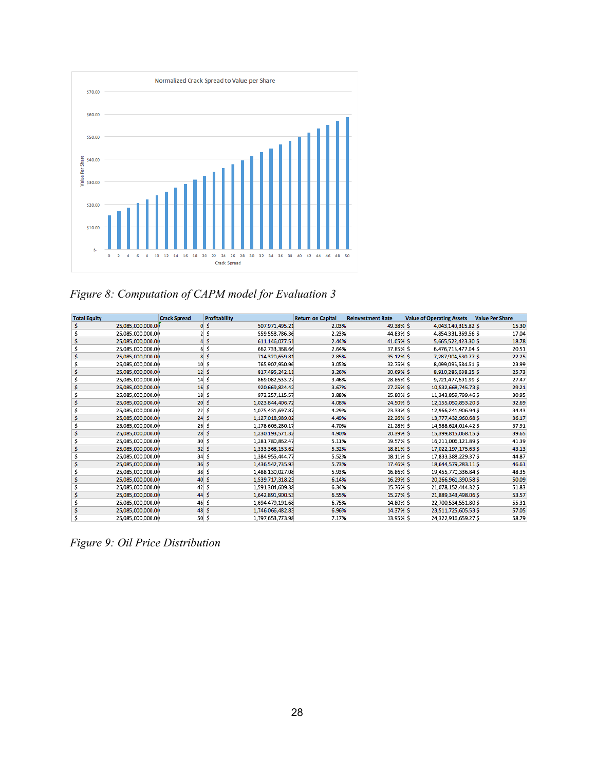Normalized Crack Spread to Value per Share

Figure 8: Computation of CAPM model for Evaluation 3

| Total Equity | Crack Spread | Profitability | Return on Capital | Reinvestment Rate | Value of Operating Assets | Value Per Share |
|---|---|---|---|---|---|---|
| $ 25,085,000,000.00 | 0 | $ 507,971,495.21 | 2.03% | 49.38% | $ 4,043,140,315.82 | $ 15.30 |
| $ 25,085,000,000.00 | 2 | $ 559,558,786.36 | 2.23% | 44.83% | $ 4,854,331,369.56 | $ 17.04 |
| $ 25,085,000,000.00 | 4 | $ 611,146,077.51 | 2.44% | 41.05% | $ 5,665,522,423.30 | $ 18.78 |
| $ 25,085,000,000.00 | 6 | $ 662,733,368.66 | 2.64% | 37.85% | $ 6,476,713,477.04 | $ 20.51 |
| $ 25,085,000,000.00 | 8 | $ 714,320,659.81 | 2.85% | 35.12% | $ 7,287,904,530.77 | $ 22.25 |
| $ 25,085,000,000.00 | 10 | $ 765,907,950.96 | 3.05% | 32.75% | $ 8,099,095,584.51 | $ 23.99 |
| $ 25,085,000,000.00 | 12 | $ 817,495,242.11 | 3.26% | 30.69% | $ 8,910,286,638.25 | $ 25.73 |
| $ 25,085,000,000.00 | 14 | $ 869,082,533.27 | 3.46% | 28.86% | $ 9,721,477,691.99 | $ 27.47 |
| $ 25,085,000,000.00 | 16 | $ 920,669,824.42 | 3.67% | 27.25% | $ 10,532,668,745.73 | $ 29.21 |
| $ 25,085,000,000.00 | 18 | $ 972,257,115.57 | 3.88% | 25.80% | $ 11,343,859,799.46 | $ 30.95 |
| $ 25,085,000,000.00 | 20 | $ 1,023,844,406.72 | 4.08% | 24.50% | $ 12,155,050,853.20 | $ 32.69 |
| $ 25,085,000,000.00 | 22 | $ 1,075,431,697.87 | 4.29% | 23.33% | $ 12,966,241,906.94 | $ 34.43 |
| $ 25,085,000,000.00 | 24 | $ 1,127,018,989.02 | 4.49% | 22.26% | $ 13,777,432,960.68 | $ 36.17 |
| $ 25,085,000,000.00 | 26 | $ 1,178,606,280.17 | 4.70% | 21.28% | $ 14,588,624,014.42 | $ 37.91 |
| $ 25,085,000,000.00 | 28 | $ 1,230,193,571.32 | 4.90% | 20.39% | $ 15,399,815,068.15 | $ 39.65 |
| $ 25,085,000,000.00 | 30 | $ 1,281,780,862.47 | 5.11% | 19.57% | $ 16,211,006,121.89 | $ 41.39 |
| $ 25,085,000,000.00 | 32 | $ 1,333,368,153.62 | 5.32% | 18.81% | $ 17,022,197,175.63 | $ 43.13 |
| $ 25,085,000,000.00 | 34 | $ 1,384,955,444.77 | 5.52% | 18.11% | $ 17,833,388,229.37 | $ 44.87 |
| $ 25,085,000,000.00 | 36 | $ 1,436,542,735.93 | 5.73% | 17.46% | $ 18,644,579,283.11 | $ 46.61 |
| $ 25,085,000,000.00 | 38 | $ 1,488,130,027.08 | 5.93% | 16.86% | $ 19,455,770,336.84 | $ 48.35 |
| $ 25,085,000,000.00 | 40 | $ 1,539,717,318.23 | 6.14% | 16.29% | $ 20,266,961,390.58 | $ 50.09 |
| $ 25,085,000,000.00 | 42 | $ 1,591,304,609.38 | 6.34% | 15.76% | $ 21,078,152,444.32 | $ 51.83 |
| $ 25,085,000,000.00 | 44 | $ 1,642,891,900.53 | 6.55% | 15.27% | $ 21,889,343,498.06 | $ 53.57 |
| $ 25,085,000,000.00 | 46 | $ 1,694,479,191.68 | 6.75% | 14.80% | $ 22,700,534,551.80 | $ 55.31 |
| $ 25,085,000,000.00 | 48 | $ 1,746,066,482.83 | 6.96% | 14.37% | $ 23,511,725,605.53 | $ 57.05 |
| $ 25,085,000,000.00 | 50 | $ 1,797,653,773.98 | 7.17% | 13.95% | $ 24,322,916,659.27 | $ 58.79 |

Figure 9: Oil Price Distribution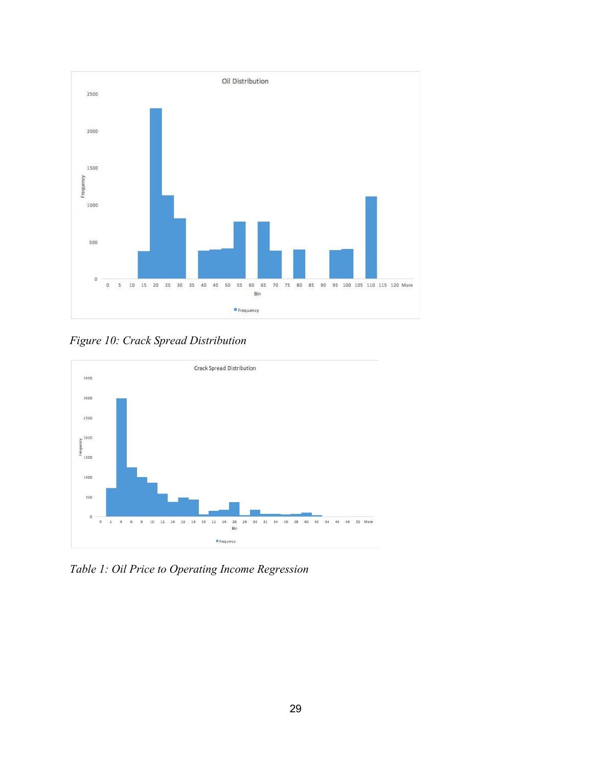*Figure 10: Crack Spread Distribution*

*Table 1: Oil Price to Operating Income Regression*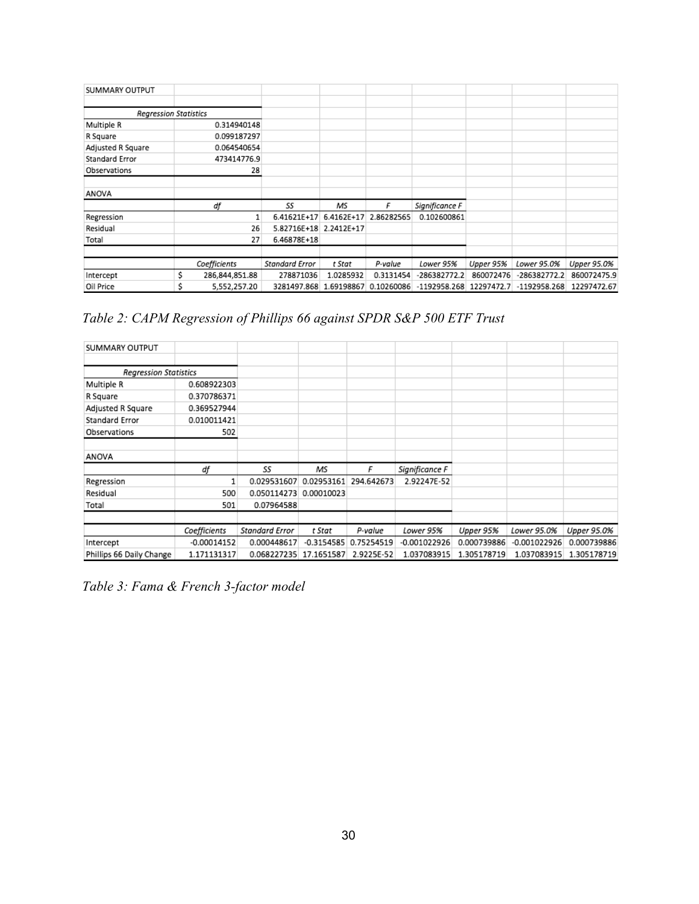| SUMMARY OUTPUT | | | | | | | | |
|---|---|---|---|---|---|---|---|---|
| | | | | | | | | |
| *Regression Statistics* | | | | | | | | |
| Multiple R | 0.314940148 | | | | | | | |
| R Square | 0.099187297 | | | | | | | |
| Adjusted R Square | 0.064540654 | | | | | | | |
| Standard Error | 473414776.9 | | | | | | | |
| Observations | 28 | | | | | | | |
| | | | | | | | | |
| ANOVA | | | | | | | | |
| | *df* | *SS* | *MS* | *F* | *Significance F* | | | |
| Regression | 1 | 6.41621E+17 | 6.4162E+17 | 2.86282565 | 0.102600861 | | | |
| Residual | 26 | 5.82716E+18 | 2.2412E+17 | | | | | |
| Total | 27 | 6.46878E+18 | | | | | | |
| | | | | | | | | |
| | *Coefficients* | *Standard Error* | *t Stat* | *P-value* | *Lower 95%* | *Upper 95%* | *Lower 95.0%* | *Upper 95.0%* |
| Intercept | $ 286,844,851.88 | 278871036 | 1.0285932 | 0.3131454 | -286382772.2 | 860072476 | -286382772.2 | 860072475.9 |
| Oil Price | $ 5,552,257.20 | 3281497.868 | 1.69198867 | 0.10260086 | -1192958.268 | 12297472.7 | -1192958.268 | 12297472.67 |

*Table 2: CAPM Regression of Phillips 66 against SPDR S&P 500 ETF Trust*

| SUMMARY OUTPUT | | | | | | | | |
|---|---|---|---|---|---|---|---|---|
| | | | | | | | | |
| *Regression Statistics* | | | | | | | | |
| Multiple R | 0.608922303 | | | | | | | |
| R Square | 0.370786371 | | | | | | | |
| Adjusted R Square | 0.369527944 | | | | | | | |
| Standard Error | 0.010011421 | | | | | | | |
| Observations | 502 | | | | | | | |
| | | | | | | | | |
| ANOVA | | | | | | | | |
| | *df* | *SS* | *MS* | *F* | *Significance F* | | | |
| Regression | 1 | 0.029531607 | 0.02953161 | 294.642673 | 2.92247E-52 | | | |
| Residual | 500 | 0.050114273 | 0.00010023 | | | | | |
| Total | 501 | 0.07964588 | | | | | | |
| | | | | | | | | |
| | *Coefficients* | *Standard Error* | *t Stat* | *P-value* | *Lower 95%* | *Upper 95%* | *Lower 95.0%* | *Upper 95.0%* |
| Intercept | -0.00014152 | 0.000448617 | -0.3154585 | 0.75254519 | -0.001022926 | 0.000739886 | -0.001022926 | 0.000739886 |
| Phillips 66 Daily Change | 1.171131317 | 0.068227235 | 17.1651587 | 2.9225E-52 | 1.037083915 | 1.305178719 | 1.037083915 | 1.305178719 |

*Table 3: Fama & French 3-factor model*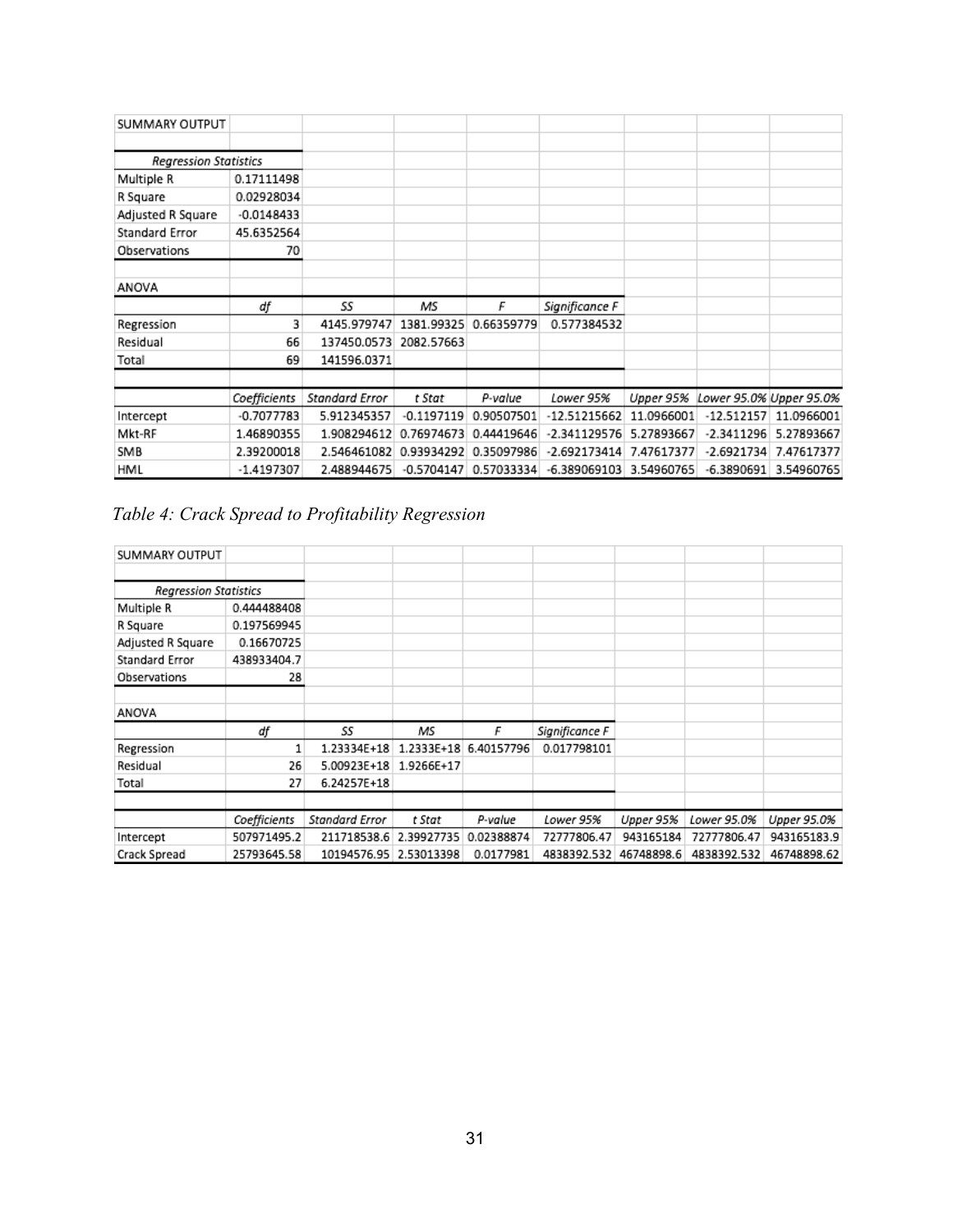| SUMMARY OUTPUT | | | | | | | | |
|---|---|---|---|---|---|---|---|---|
| | | | | | | | | |
| *Regression Statistics* | | | | | | | | |
| Multiple R | 0.17111498 | | | | | | | |
| R Square | 0.02928034 | | | | | | | |
| Adjusted R Square | -0.0148433 | | | | | | | |
| Standard Error | 45.6352564 | | | | | | | |
| Observations | 70 | | | | | | | |
| | | | | | | | | |
| ANOVA | | | | | | | | |
| | *df* | *SS* | *MS* | *F* | *Significance F* | | | |
| Regression | 3 | 4145.979747 | 1381.99325 | 0.66359779 | 0.577384532 | | | |
| Residual | 66 | 137450.0573 | 2082.57663 | | | | | |
| Total | 69 | 141596.0371 | | | | | | |
| | | | | | | | | |
| | *Coefficients* | *Standard Error* | *t Stat* | *P-value* | *Lower 95%* | *Upper 95%* | *Lower 95.0%* | *Upper 95.0%* |
| Intercept | -0.7077783 | 5.912345357 | -0.1197119 | 0.90507501 | -12.51215662 | 11.0966001 | -12.512157 | 11.0966001 |
| Mkt-RF | 1.46890355 | 1.908294612 | 0.76974673 | 0.44419646 | -2.341129576 | 5.27893667 | -2.3411296 | 5.27893667 |
| SMB | 2.39200018 | 2.546461082 | 0.93934292 | 0.35097986 | -2.692173414 | 7.47617377 | -2.6921734 | 7.47617377 |
| HML | -1.4197307 | 2.488944675 | -0.5704147 | 0.57033334 | -6.389069103 | 3.54960765 | -6.3890691 | 3.54960765 |

*Table 4: Crack Spread to Profitability Regression*

| SUMMARY OUTPUT | | | | | | | | |
|---|---|---|---|---|---|---|---|---|
| | | | | | | | | |
| *Regression Statistics* | | | | | | | | |
| Multiple R | 0.444488408 | | | | | | | |
| R Square | 0.197569945 | | | | | | | |
| Adjusted R Square | 0.16670725 | | | | | | | |
| Standard Error | 438933404.7 | | | | | | | |
| Observations | 28 | | | | | | | |
| | | | | | | | | |
| ANOVA | | | | | | | | |
| | *df* | *SS* | *MS* | *F* | *Significance F* | | | |
| Regression | 1 | 1.23334E+18 | 1.2333E+18 | 6.40157796 | 0.017798101 | | | |
| Residual | 26 | 5.00923E+18 | 1.9266E+17 | | | | | |
| Total | 27 | 6.24257E+18 | | | | | | |
| | | | | | | | | |
| | *Coefficients* | *Standard Error* | *t Stat* | *P-value* | *Lower 95%* | *Upper 95%* | *Lower 95.0%* | *Upper 95.0%* |
| Intercept | 507971495.2 | 211718538.6 | 2.39927735 | 0.02388874 | 72777806.47 | 943165184 | 72777806.47 | 943165183.9 |
| Crack Spread | 25793645.58 | 10194576.95 | 2.53013398 | 0.0177981 | 4838392.532 | 46748898.6 | 4838392.532 | 46748898.62 |